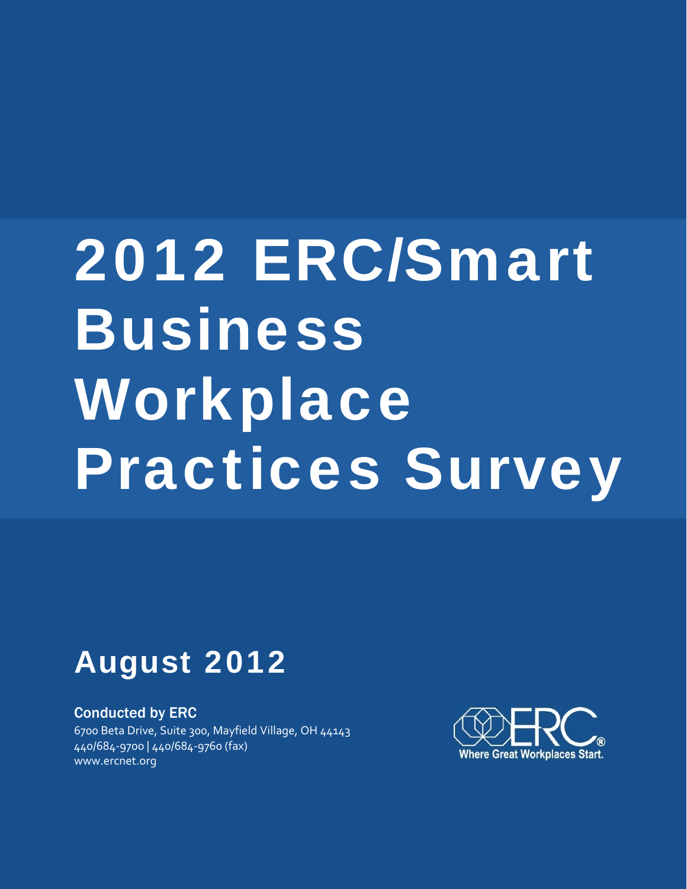# 2012 ERC/Smart Business Workplace Practices Survey

## August 2012

**Conducted by ERC**
6700 Beta Drive, Suite 300, Mayfield Village, OH 44143
440/684-9700 | 440/684-9760 (fax)
www.ercnet.org

ERC®
Where Great Workplaces Start.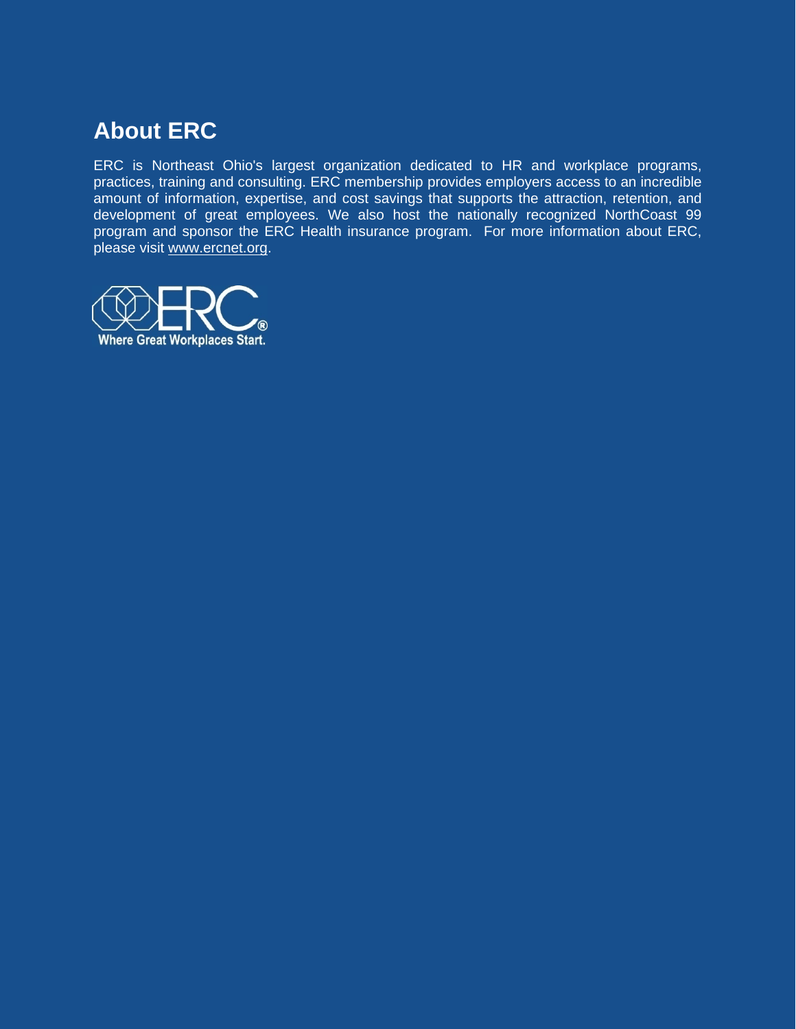## About ERC

ERC is Northeast Ohio's largest organization dedicated to HR and workplace programs, practices, training and consulting. ERC membership provides employers access to an incredible amount of information, expertise, and cost savings that supports the attraction, retention, and development of great employees. We also host the nationally recognized NorthCoast 99 program and sponsor the ERC Health insurance program. For more information about ERC, please visit www.ercnet.org.

ERC®
Where Great Workplaces Start.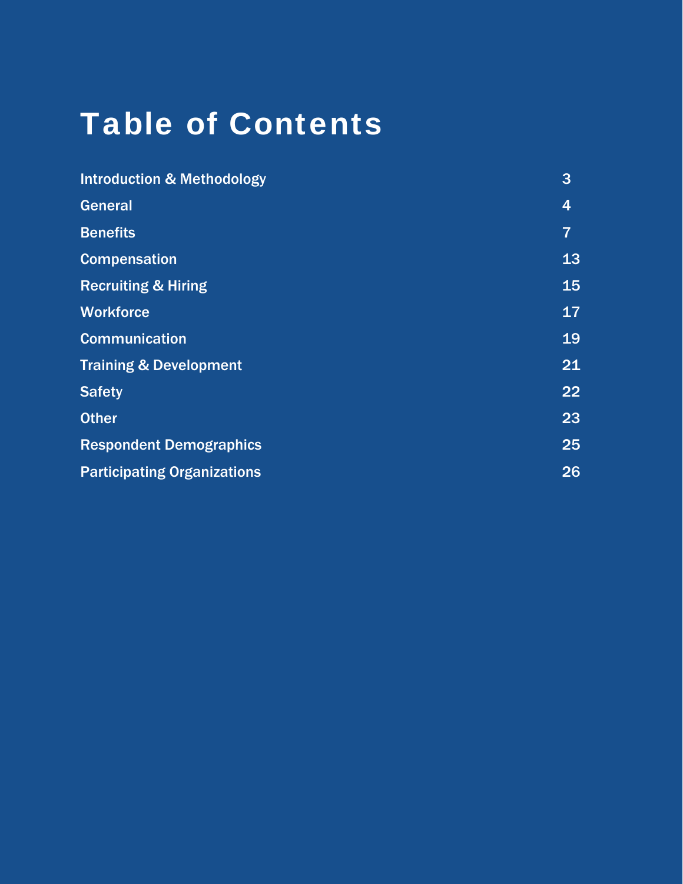# Table of Contents

| Section | Page |
|---|---|
| Introduction & Methodology | 3 |
| General | 4 |
| Benefits | 7 |
| Compensation | 13 |
| Recruiting & Hiring | 15 |
| Workforce | 17 |
| Communication | 19 |
| Training & Development | 21 |
| Safety | 22 |
| Other | 23 |
| Respondent Demographics | 25 |
| Participating Organizations | 26 |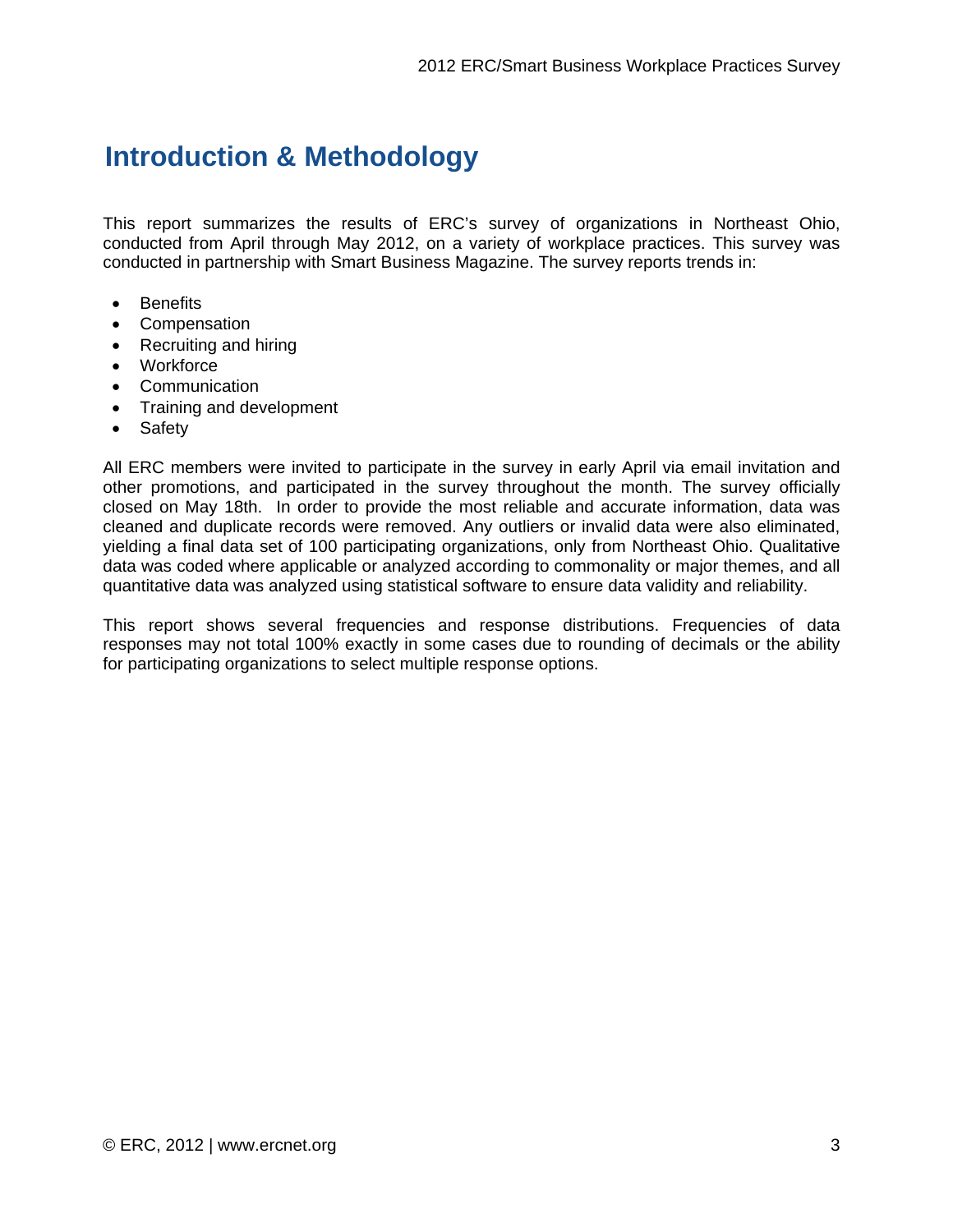# Introduction & Methodology

This report summarizes the results of ERC's survey of organizations in Northeast Ohio, conducted from April through May 2012, on a variety of workplace practices. This survey was conducted in partnership with Smart Business Magazine. The survey reports trends in:

- Benefits
- Compensation
- Recruiting and hiring
- Workforce
- Communication
- Training and development
- Safety

All ERC members were invited to participate in the survey in early April via email invitation and other promotions, and participated in the survey throughout the month. The survey officially closed on May 18th. In order to provide the most reliable and accurate information, data was cleaned and duplicate records were removed. Any outliers or invalid data were also eliminated, yielding a final data set of 100 participating organizations, only from Northeast Ohio. Qualitative data was coded where applicable or analyzed according to commonality or major themes, and all quantitative data was analyzed using statistical software to ensure data validity and reliability.

This report shows several frequencies and response distributions. Frequencies of data responses may not total 100% exactly in some cases due to rounding of decimals or the ability for participating organizations to select multiple response options.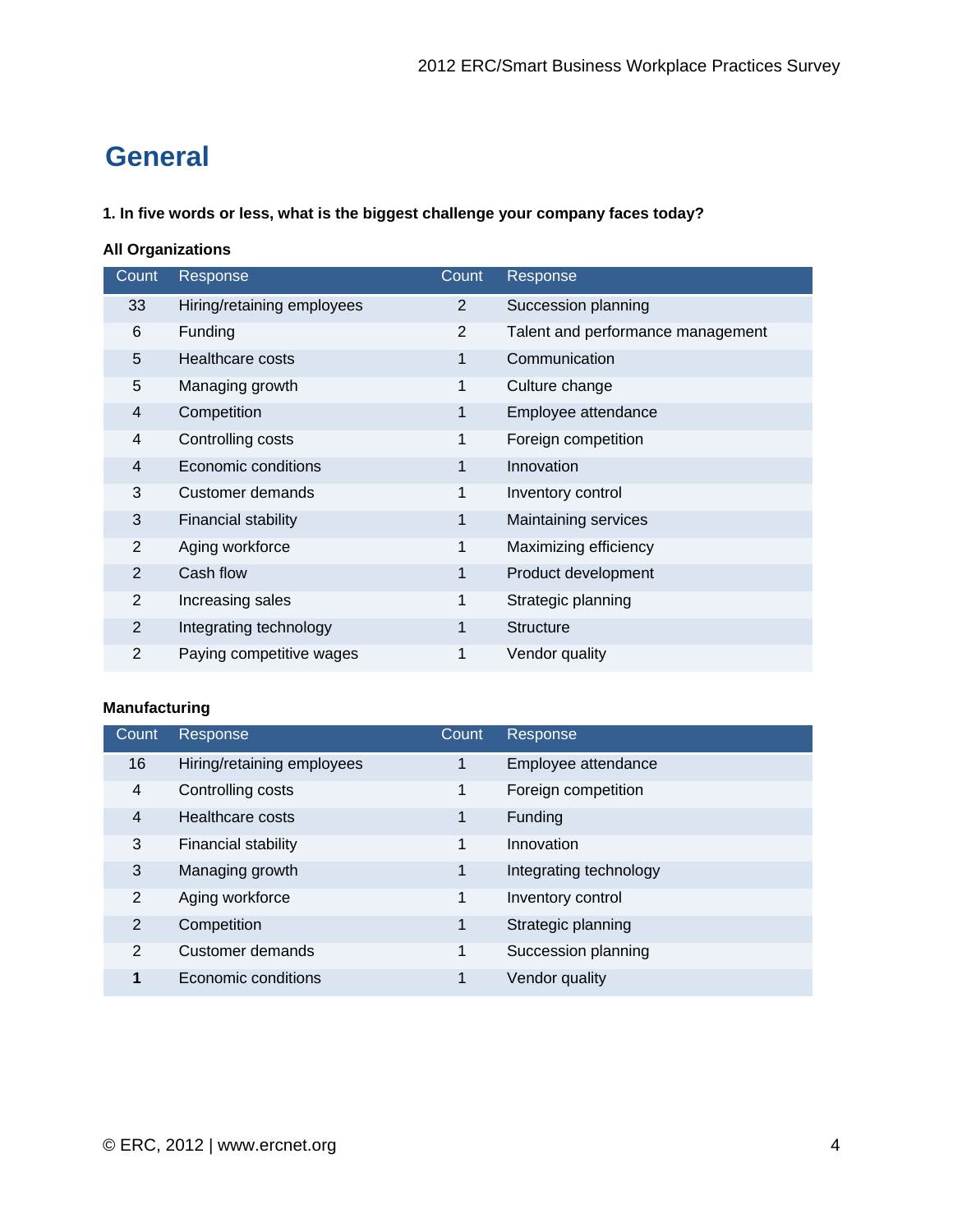# General

**1. In five words or less, what is the biggest challenge your company faces today?**

**All Organizations**

| Count | Response | Count | Response |
|---|---|---|---|
| 33 | Hiring/retaining employees | 2 | Succession planning |
| 6 | Funding | 2 | Talent and performance management |
| 5 | Healthcare costs | 1 | Communication |
| 5 | Managing growth | 1 | Culture change |
| 4 | Competition | 1 | Employee attendance |
| 4 | Controlling costs | 1 | Foreign competition |
| 4 | Economic conditions | 1 | Innovation |
| 3 | Customer demands | 1 | Inventory control |
| 3 | Financial stability | 1 | Maintaining services |
| 2 | Aging workforce | 1 | Maximizing efficiency |
| 2 | Cash flow | 1 | Product development |
| 2 | Increasing sales | 1 | Strategic planning |
| 2 | Integrating technology | 1 | Structure |
| 2 | Paying competitive wages | 1 | Vendor quality |

**Manufacturing**

| Count | Response | Count | Response |
|---|---|---|---|
| 16 | Hiring/retaining employees | 1 | Employee attendance |
| 4 | Controlling costs | 1 | Foreign competition |
| 4 | Healthcare costs | 1 | Funding |
| 3 | Financial stability | 1 | Innovation |
| 3 | Managing growth | 1 | Integrating technology |
| 2 | Aging workforce | 1 | Inventory control |
| 2 | Competition | 1 | Strategic planning |
| 2 | Customer demands | 1 | Succession planning |
| **1** | Economic conditions | 1 | Vendor quality |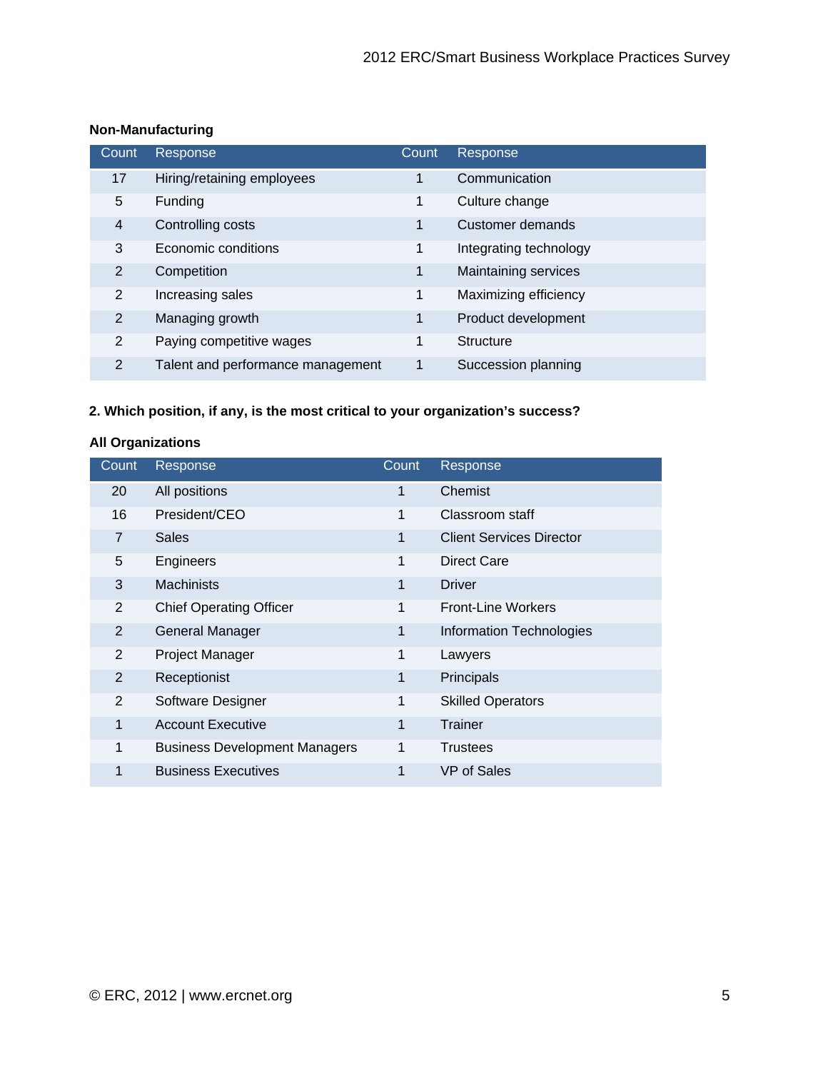**Non-Manufacturing**

| Count | Response | Count | Response |
|---|---|---|---|
| 17 | Hiring/retaining employees | 1 | Communication |
| 5 | Funding | 1 | Culture change |
| 4 | Controlling costs | 1 | Customer demands |
| 3 | Economic conditions | 1 | Integrating technology |
| 2 | Competition | 1 | Maintaining services |
| 2 | Increasing sales | 1 | Maximizing efficiency |
| 2 | Managing growth | 1 | Product development |
| 2 | Paying competitive wages | 1 | Structure |
| 2 | Talent and performance management | 1 | Succession planning |

**2. Which position, if any, is the most critical to your organization's success?**

**All Organizations**

| Count | Response | Count | Response |
|---|---|---|---|
| 20 | All positions | 1 | Chemist |
| 16 | President/CEO | 1 | Classroom staff |
| 7 | Sales | 1 | Client Services Director |
| 5 | Engineers | 1 | Direct Care |
| 3 | Machinists | 1 | Driver |
| 2 | Chief Operating Officer | 1 | Front-Line Workers |
| 2 | General Manager | 1 | Information Technologies |
| 2 | Project Manager | 1 | Lawyers |
| 2 | Receptionist | 1 | Principals |
| 2 | Software Designer | 1 | Skilled Operators |
| 1 | Account Executive | 1 | Trainer |
| 1 | Business Development Managers | 1 | Trustees |
| 1 | Business Executives | 1 | VP of Sales |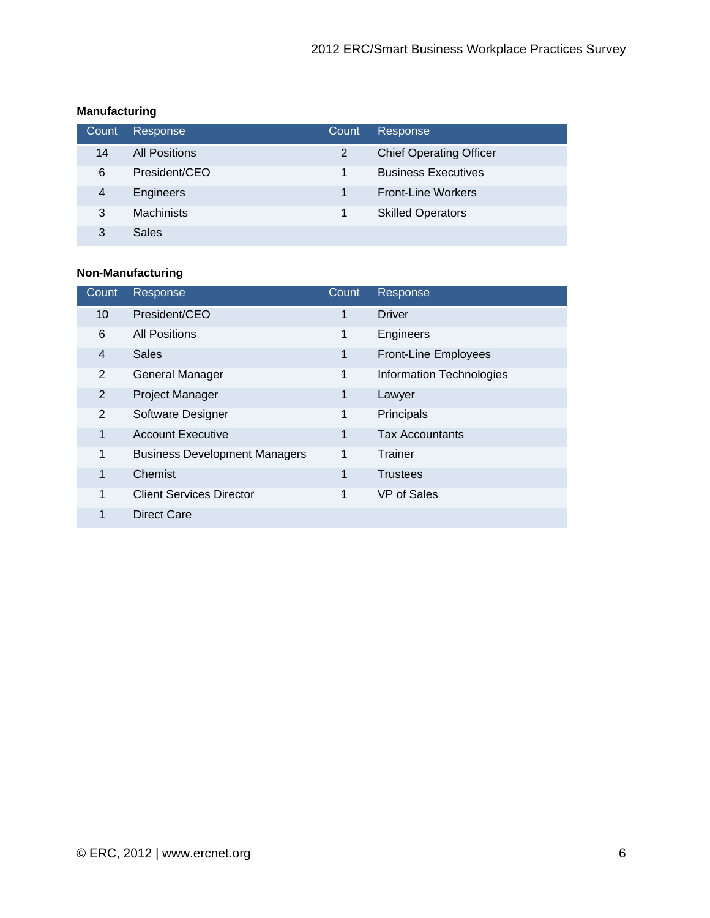**Manufacturing**

| Count | Response | Count | Response |
|---|---|---|---|
| 14 | All Positions | 2 | Chief Operating Officer |
| 6 | President/CEO | 1 | Business Executives |
| 4 | Engineers | 1 | Front-Line Workers |
| 3 | Machinists | 1 | Skilled Operators |
| 3 | Sales | | |

**Non-Manufacturing**

| Count | Response | Count | Response |
|---|---|---|---|
| 10 | President/CEO | 1 | Driver |
| 6 | All Positions | 1 | Engineers |
| 4 | Sales | 1 | Front-Line Employees |
| 2 | General Manager | 1 | Information Technologies |
| 2 | Project Manager | 1 | Lawyer |
| 2 | Software Designer | 1 | Principals |
| 1 | Account Executive | 1 | Tax Accountants |
| 1 | Business Development Managers | 1 | Trainer |
| 1 | Chemist | 1 | Trustees |
| 1 | Client Services Director | 1 | VP of Sales |
| 1 | Direct Care | | |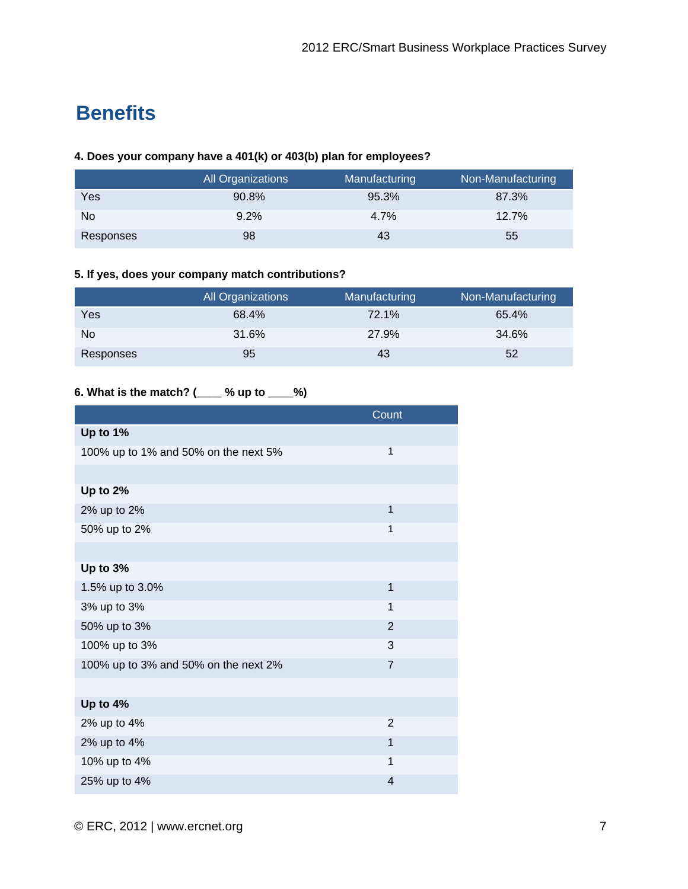# Benefits

**4. Does your company have a 401(k) or 403(b) plan for employees?**

| | All Organizations | Manufacturing | Non-Manufacturing |
|---|---|---|---|
| Yes | 90.8% | 95.3% | 87.3% |
| No | 9.2% | 4.7% | 12.7% |
| Responses | 98 | 43 | 55 |

**5. If yes, does your company match contributions?**

| | All Organizations | Manufacturing | Non-Manufacturing |
|---|---|---|---|
| Yes | 68.4% | 72.1% | 65.4% |
| No | 31.6% | 27.9% | 34.6% |
| Responses | 95 | 43 | 52 |

**6. What is the match? (____ % up to ____%)**

| | Count |
|---|---|
| **Up to 1%** | |
| 100% up to 1% and 50% on the next 5% | 1 |
| | |
| **Up to 2%** | |
| 2% up to 2% | 1 |
| 50% up to 2% | 1 |
| | |
| **Up to 3%** | |
| 1.5% up to 3.0% | 1 |
| 3% up to 3% | 1 |
| 50% up to 3% | 2 |
| 100% up to 3% | 3 |
| 100% up to 3% and 50% on the next 2% | 7 |
| | |
| **Up to 4%** | |
| 2% up to 4% | 2 |
| 2% up to 4% | 1 |
| 10% up to 4% | 1 |
| 25% up to 4% | 4 |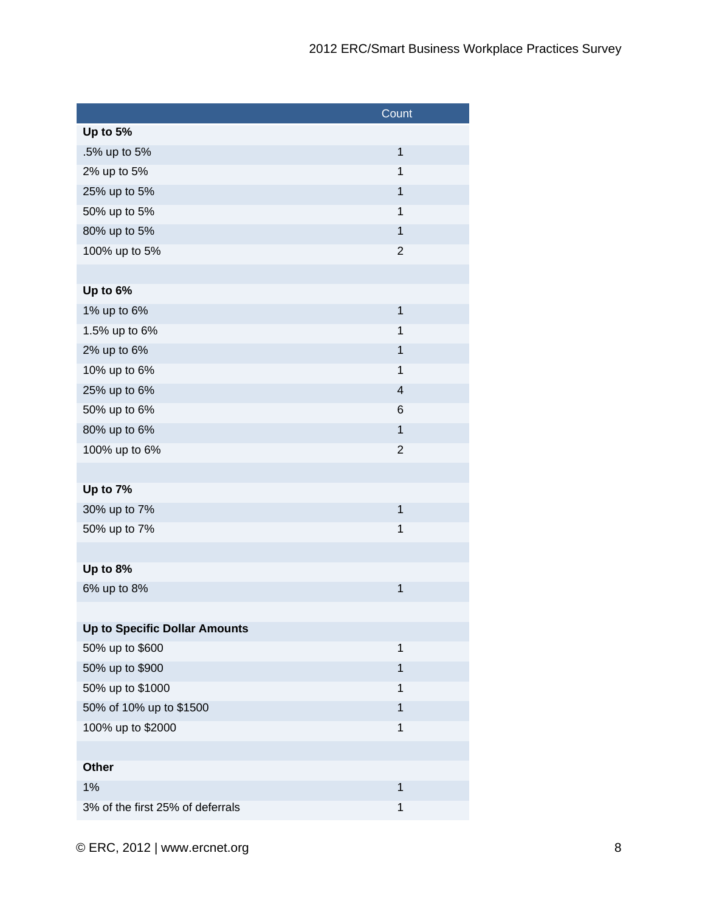| | Count |
|---|---|
| **Up to 5%** | |
| .5% up to 5% | 1 |
| 2% up to 5% | 1 |
| 25% up to 5% | 1 |
| 50% up to 5% | 1 |
| 80% up to 5% | 1 |
| 100% up to 5% | 2 |
| | |
| **Up to 6%** | |
| 1% up to 6% | 1 |
| 1.5% up to 6% | 1 |
| 2% up to 6% | 1 |
| 10% up to 6% | 1 |
| 25% up to 6% | 4 |
| 50% up to 6% | 6 |
| 80% up to 6% | 1 |
| 100% up to 6% | 2 |
| | |
| **Up to 7%** | |
| 30% up to 7% | 1 |
| 50% up to 7% | 1 |
| | |
| **Up to 8%** | |
| 6% up to 8% | 1 |
| | |
| **Up to Specific Dollar Amounts** | |
| 50% up to $600 | 1 |
| 50% up to $900 | 1 |
| 50% up to $1000 | 1 |
| 50% of 10% up to $1500 | 1 |
| 100% up to $2000 | 1 |
| | |
| **Other** | |
| 1% | 1 |
| 3% of the first 25% of deferrals | 1 |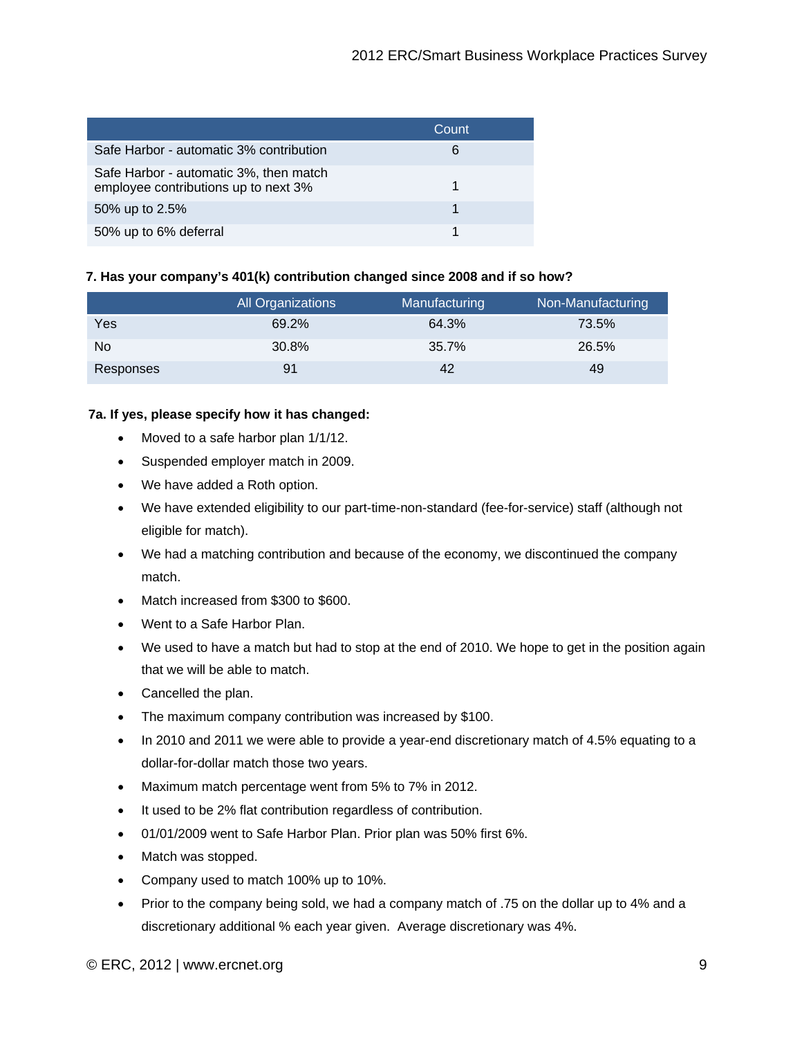| | Count |
|---|---|
| Safe Harbor - automatic 3% contribution | 6 |
| Safe Harbor - automatic 3%, then match employee contributions up to next 3% | 1 |
| 50% up to 2.5% | 1 |
| 50% up to 6% deferral | 1 |

**7. Has your company's 401(k) contribution changed since 2008 and if so how?**

| | All Organizations | Manufacturing | Non-Manufacturing |
|---|---|---|---|
| Yes | 69.2% | 64.3% | 73.5% |
| No | 30.8% | 35.7% | 26.5% |
| Responses | 91 | 42 | 49 |

**7a. If yes, please specify how it has changed:**

- Moved to a safe harbor plan 1/1/12.
- Suspended employer match in 2009.
- We have added a Roth option.
- We have extended eligibility to our part-time-non-standard (fee-for-service) staff (although not eligible for match).
- We had a matching contribution and because of the economy, we discontinued the company match.
- Match increased from $300 to $600.
- Went to a Safe Harbor Plan.
- We used to have a match but had to stop at the end of 2010. We hope to get in the position again that we will be able to match.
- Cancelled the plan.
- The maximum company contribution was increased by $100.
- In 2010 and 2011 we were able to provide a year-end discretionary match of 4.5% equating to a dollar-for-dollar match those two years.
- Maximum match percentage went from 5% to 7% in 2012.
- It used to be 2% flat contribution regardless of contribution.
- 01/01/2009 went to Safe Harbor Plan. Prior plan was 50% first 6%.
- Match was stopped.
- Company used to match 100% up to 10%.
- Prior to the company being sold, we had a company match of .75 on the dollar up to 4% and a discretionary additional % each year given. Average discretionary was 4%.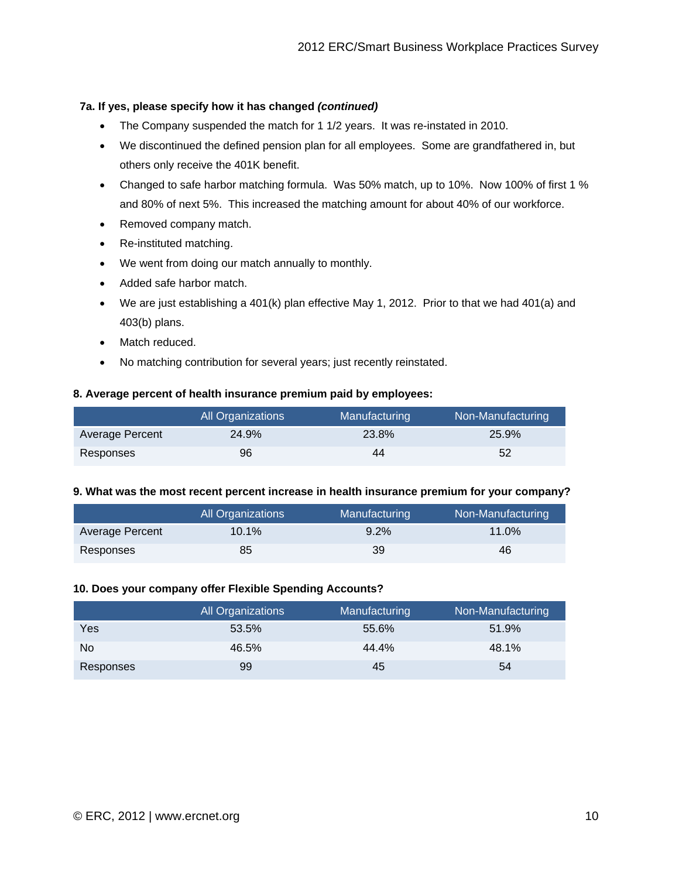**7a. If yes, please specify how it has changed *(continued)***

- The Company suspended the match for 1 1/2 years. It was re-instated in 2010.
- We discontinued the defined pension plan for all employees. Some are grandfathered in, but others only receive the 401K benefit.
- Changed to safe harbor matching formula. Was 50% match, up to 10%. Now 100% of first 1 % and 80% of next 5%. This increased the matching amount for about 40% of our workforce.
- Removed company match.
- Re-instituted matching.
- We went from doing our match annually to monthly.
- Added safe harbor match.
- We are just establishing a 401(k) plan effective May 1, 2012. Prior to that we had 401(a) and 403(b) plans.
- Match reduced.
- No matching contribution for several years; just recently reinstated.

**8. Average percent of health insurance premium paid by employees:**

| | All Organizations | Manufacturing | Non-Manufacturing |
|---|---|---|---|
| Average Percent | 24.9% | 23.8% | 25.9% |
| Responses | 96 | 44 | 52 |

**9. What was the most recent percent increase in health insurance premium for your company?**

| | All Organizations | Manufacturing | Non-Manufacturing |
|---|---|---|---|
| Average Percent | 10.1% | 9.2% | 11.0% |
| Responses | 85 | 39 | 46 |

**10. Does your company offer Flexible Spending Accounts?**

| | All Organizations | Manufacturing | Non-Manufacturing |
|---|---|---|---|
| Yes | 53.5% | 55.6% | 51.9% |
| No | 46.5% | 44.4% | 48.1% |
| Responses | 99 | 45 | 54 |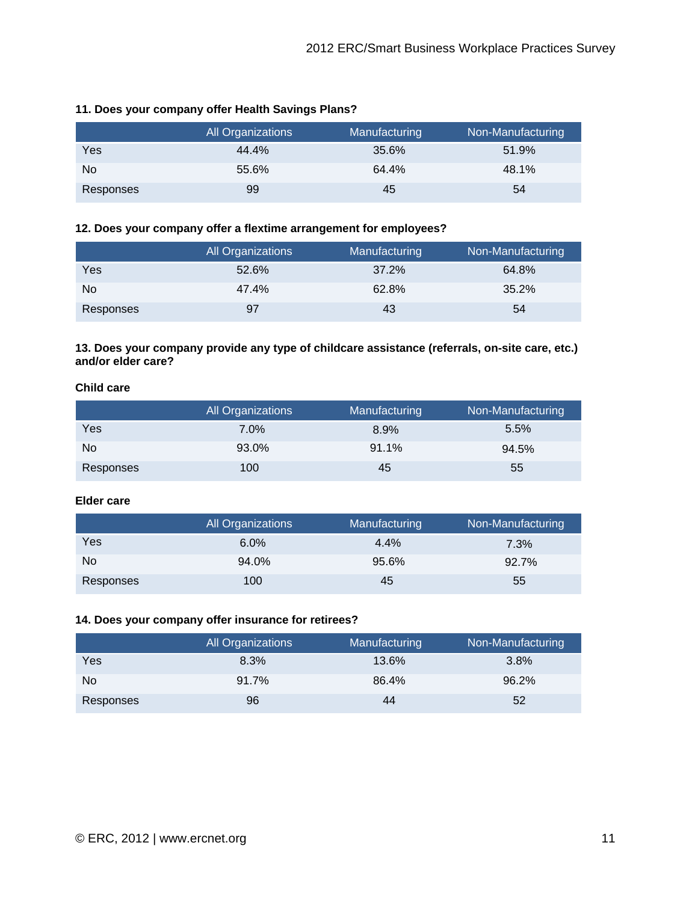**11. Does your company offer Health Savings Plans?**

| | All Organizations | Manufacturing | Non-Manufacturing |
|---|---|---|---|
| Yes | 44.4% | 35.6% | 51.9% |
| No | 55.6% | 64.4% | 48.1% |
| Responses | 99 | 45 | 54 |

**12. Does your company offer a flextime arrangement for employees?**

| | All Organizations | Manufacturing | Non-Manufacturing |
|---|---|---|---|
| Yes | 52.6% | 37.2% | 64.8% |
| No | 47.4% | 62.8% | 35.2% |
| Responses | 97 | 43 | 54 |

**13. Does your company provide any type of childcare assistance (referrals, on-site care, etc.) and/or elder care?**

**Child care**

| | All Organizations | Manufacturing | Non-Manufacturing |
|---|---|---|---|
| Yes | 7.0% | 8.9% | 5.5% |
| No | 93.0% | 91.1% | 94.5% |
| Responses | 100 | 45 | 55 |

**Elder care**

| | All Organizations | Manufacturing | Non-Manufacturing |
|---|---|---|---|
| Yes | 6.0% | 4.4% | 7.3% |
| No | 94.0% | 95.6% | 92.7% |
| Responses | 100 | 45 | 55 |

**14. Does your company offer insurance for retirees?**

| | All Organizations | Manufacturing | Non-Manufacturing |
|---|---|---|---|
| Yes | 8.3% | 13.6% | 3.8% |
| No | 91.7% | 86.4% | 96.2% |
| Responses | 96 | 44 | 52 |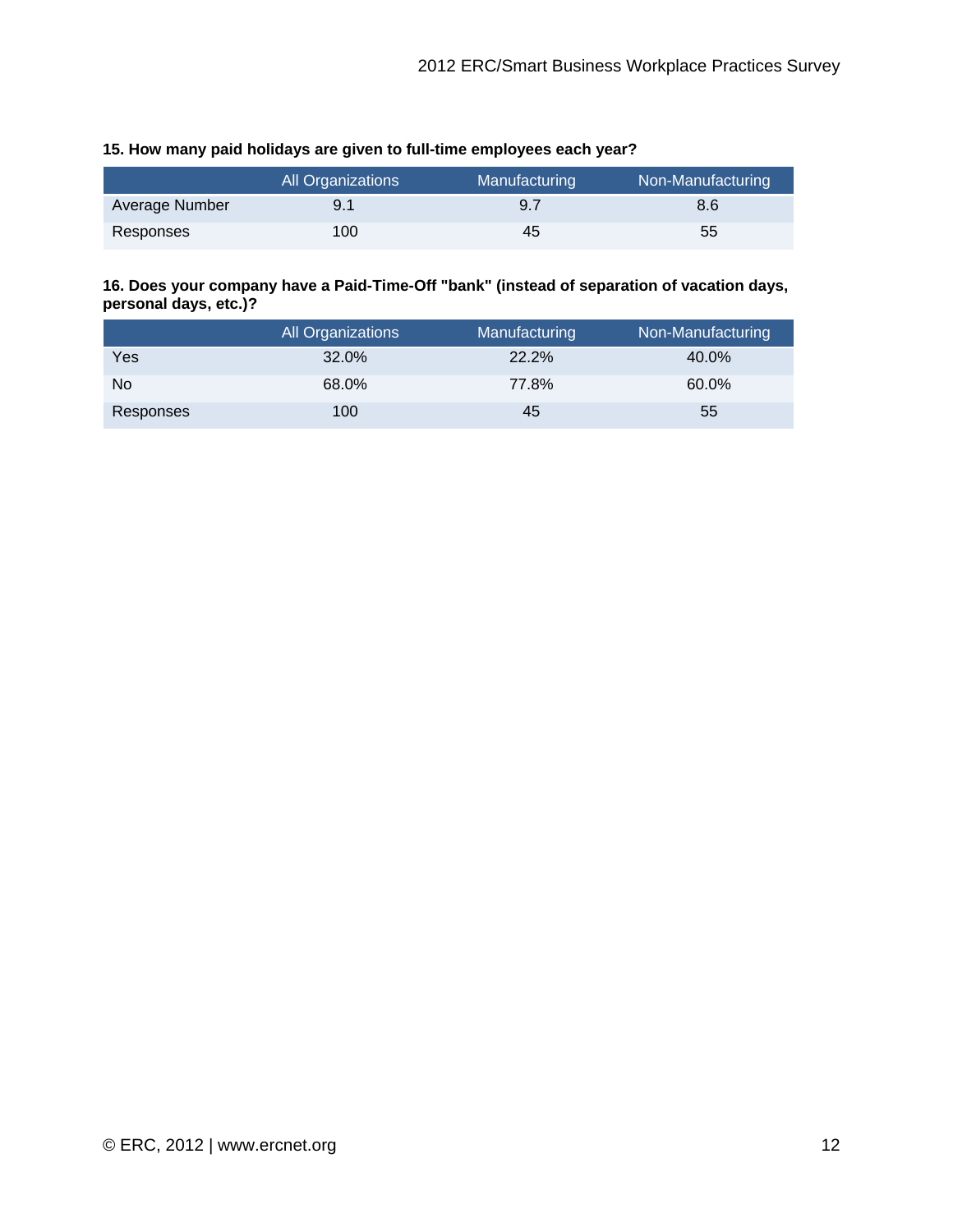**15. How many paid holidays are given to full-time employees each year?**

| | All Organizations | Manufacturing | Non-Manufacturing |
|---|---|---|---|
| Average Number | 9.1 | 9.7 | 8.6 |
| Responses | 100 | 45 | 55 |

**16. Does your company have a Paid-Time-Off "bank" (instead of separation of vacation days, personal days, etc.)?**

| | All Organizations | Manufacturing | Non-Manufacturing |
|---|---|---|---|
| Yes | 32.0% | 22.2% | 40.0% |
| No | 68.0% | 77.8% | 60.0% |
| Responses | 100 | 45 | 55 |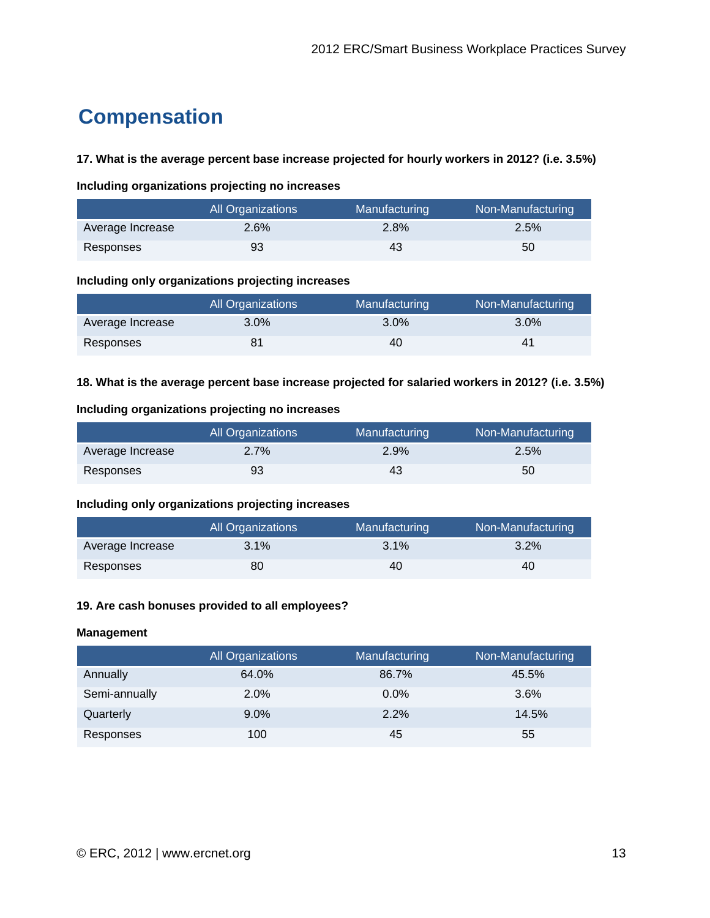# Compensation

**17. What is the average percent base increase projected for hourly workers in 2012? (i.e. 3.5%)**

**Including organizations projecting no increases**

| | All Organizations | Manufacturing | Non-Manufacturing |
|---|---|---|---|
| Average Increase | 2.6% | 2.8% | 2.5% |
| Responses | 93 | 43 | 50 |

**Including only organizations projecting increases**

| | All Organizations | Manufacturing | Non-Manufacturing |
|---|---|---|---|
| Average Increase | 3.0% | 3.0% | 3.0% |
| Responses | 81 | 40 | 41 |

**18. What is the average percent base increase projected for salaried workers in 2012? (i.e. 3.5%)**

**Including organizations projecting no increases**

| | All Organizations | Manufacturing | Non-Manufacturing |
|---|---|---|---|
| Average Increase | 2.7% | 2.9% | 2.5% |
| Responses | 93 | 43 | 50 |

**Including only organizations projecting increases**

| | All Organizations | Manufacturing | Non-Manufacturing |
|---|---|---|---|
| Average Increase | 3.1% | 3.1% | 3.2% |
| Responses | 80 | 40 | 40 |

**19. Are cash bonuses provided to all employees?**

**Management**

| | All Organizations | Manufacturing | Non-Manufacturing |
|---|---|---|---|
| Annually | 64.0% | 86.7% | 45.5% |
| Semi-annually | 2.0% | 0.0% | 3.6% |
| Quarterly | 9.0% | 2.2% | 14.5% |
| Responses | 100 | 45 | 55 |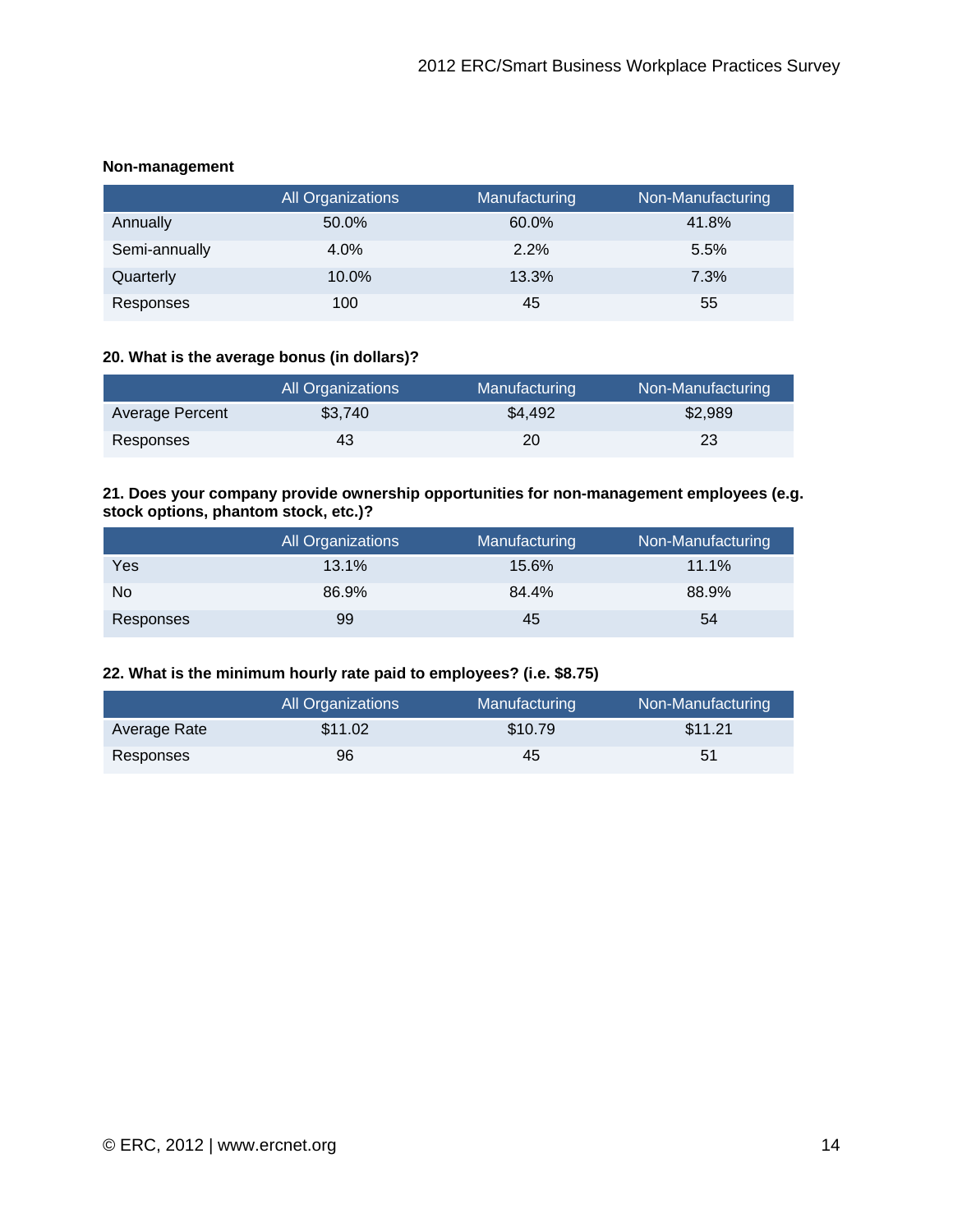**Non-management**

| | All Organizations | Manufacturing | Non-Manufacturing |
|---|---|---|---|
| Annually | 50.0% | 60.0% | 41.8% |
| Semi-annually | 4.0% | 2.2% | 5.5% |
| Quarterly | 10.0% | 13.3% | 7.3% |
| Responses | 100 | 45 | 55 |

**20. What is the average bonus (in dollars)?**

| | All Organizations | Manufacturing | Non-Manufacturing |
|---|---|---|---|
| Average Percent | $3,740 | $4,492 | $2,989 |
| Responses | 43 | 20 | 23 |

**21. Does your company provide ownership opportunities for non-management employees (e.g. stock options, phantom stock, etc.)?**

| | All Organizations | Manufacturing | Non-Manufacturing |
|---|---|---|---|
| Yes | 13.1% | 15.6% | 11.1% |
| No | 86.9% | 84.4% | 88.9% |
| Responses | 99 | 45 | 54 |

**22. What is the minimum hourly rate paid to employees? (i.e. $8.75)**

| | All Organizations | Manufacturing | Non-Manufacturing |
|---|---|---|---|
| Average Rate | $11.02 | $10.79 | $11.21 |
| Responses | 96 | 45 | 51 |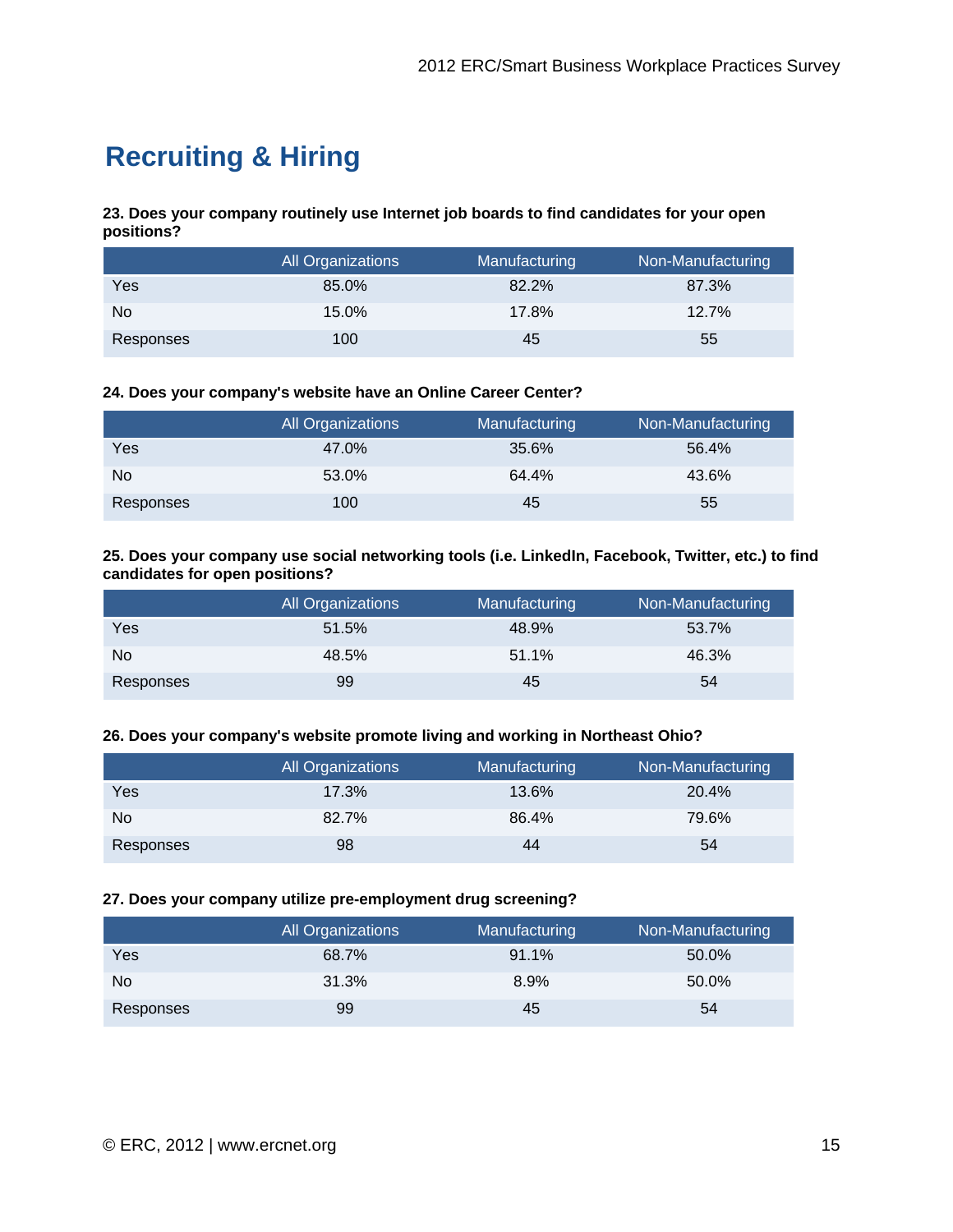# Recruiting & Hiring

**23. Does your company routinely use Internet job boards to find candidates for your open positions?**

| | All Organizations | Manufacturing | Non-Manufacturing |
|---|---|---|---|
| Yes | 85.0% | 82.2% | 87.3% |
| No | 15.0% | 17.8% | 12.7% |
| Responses | 100 | 45 | 55 |

**24. Does your company's website have an Online Career Center?**

| | All Organizations | Manufacturing | Non-Manufacturing |
|---|---|---|---|
| Yes | 47.0% | 35.6% | 56.4% |
| No | 53.0% | 64.4% | 43.6% |
| Responses | 100 | 45 | 55 |

**25. Does your company use social networking tools (i.e. LinkedIn, Facebook, Twitter, etc.) to find candidates for open positions?**

| | All Organizations | Manufacturing | Non-Manufacturing |
|---|---|---|---|
| Yes | 51.5% | 48.9% | 53.7% |
| No | 48.5% | 51.1% | 46.3% |
| Responses | 99 | 45 | 54 |

**26. Does your company's website promote living and working in Northeast Ohio?**

| | All Organizations | Manufacturing | Non-Manufacturing |
|---|---|---|---|
| Yes | 17.3% | 13.6% | 20.4% |
| No | 82.7% | 86.4% | 79.6% |
| Responses | 98 | 44 | 54 |

**27. Does your company utilize pre-employment drug screening?**

| | All Organizations | Manufacturing | Non-Manufacturing |
|---|---|---|---|
| Yes | 68.7% | 91.1% | 50.0% |
| No | 31.3% | 8.9% | 50.0% |
| Responses | 99 | 45 | 54 |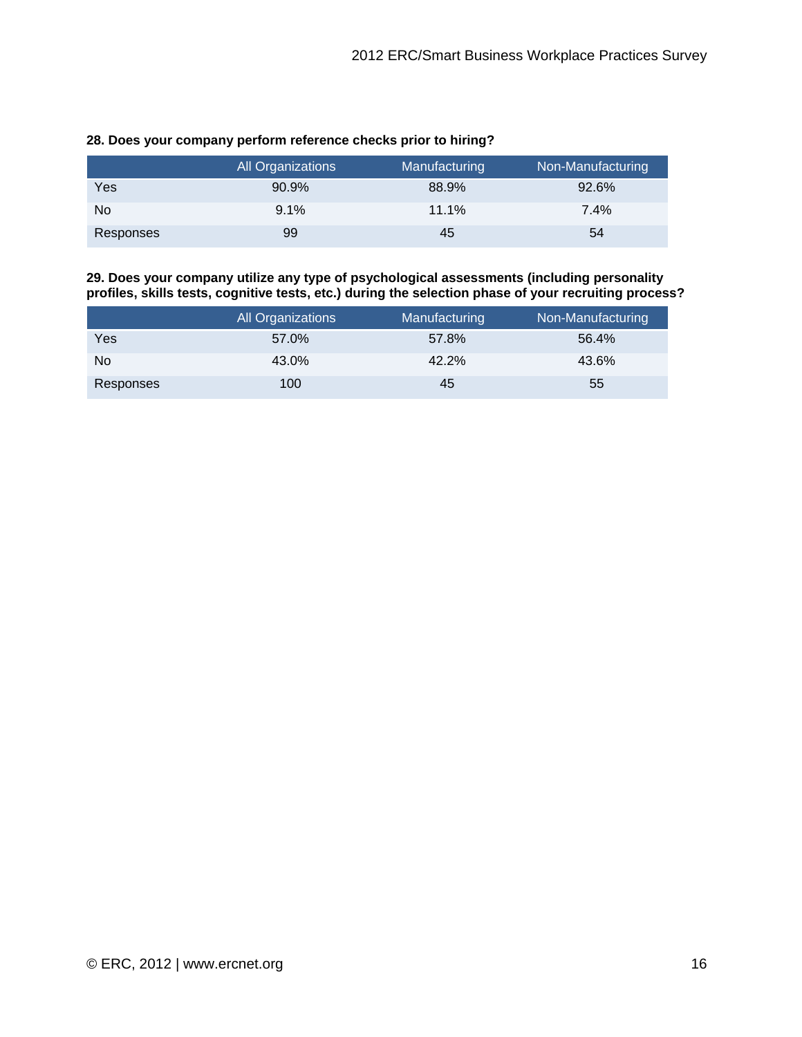**28. Does your company perform reference checks prior to hiring?**

| | All Organizations | Manufacturing | Non-Manufacturing |
|---|---|---|---|
| Yes | 90.9% | 88.9% | 92.6% |
| No | 9.1% | 11.1% | 7.4% |
| Responses | 99 | 45 | 54 |

**29. Does your company utilize any type of psychological assessments (including personality profiles, skills tests, cognitive tests, etc.) during the selection phase of your recruiting process?**

| | All Organizations | Manufacturing | Non-Manufacturing |
|---|---|---|---|
| Yes | 57.0% | 57.8% | 56.4% |
| No | 43.0% | 42.2% | 43.6% |
| Responses | 100 | 45 | 55 |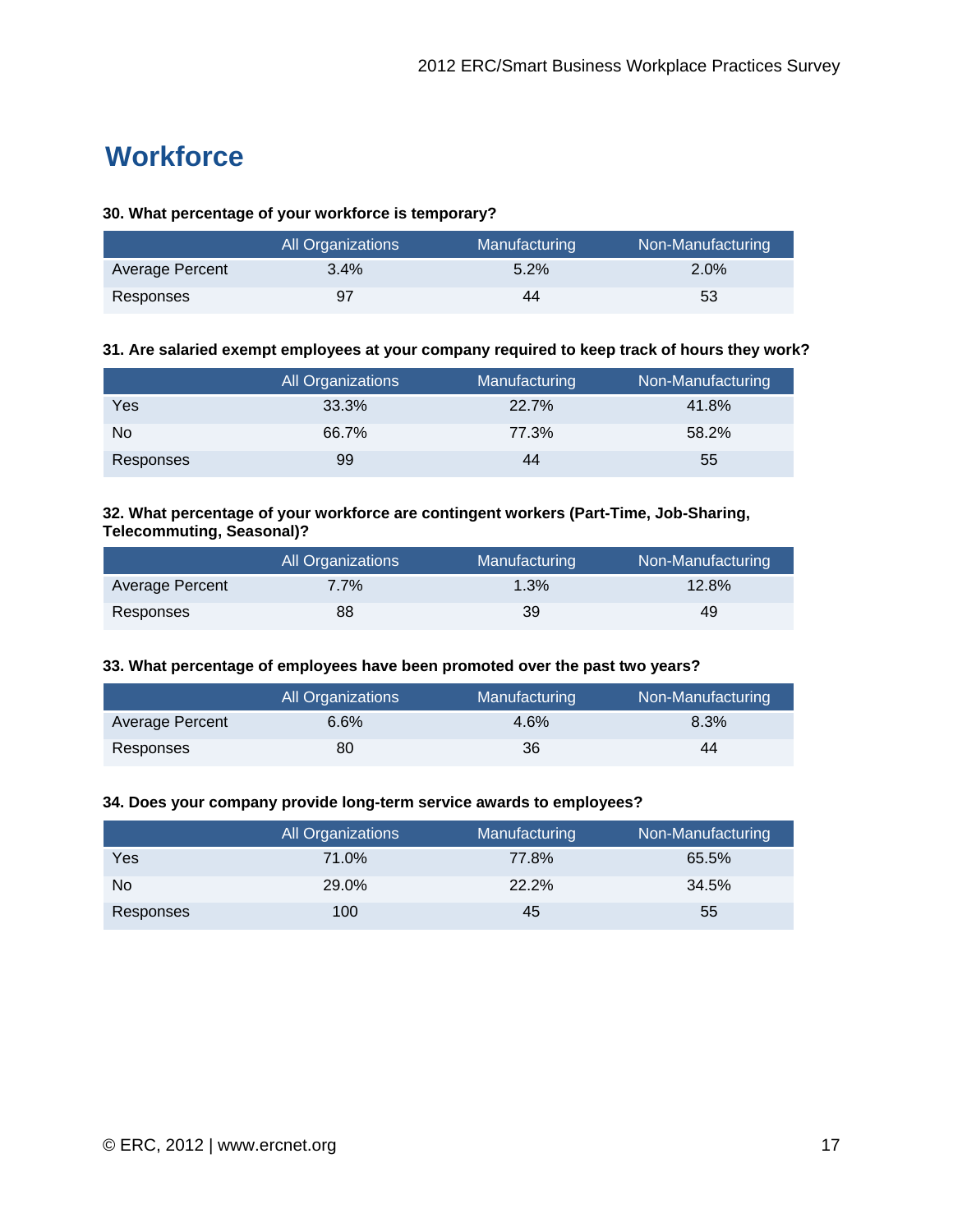# Workforce

**30. What percentage of your workforce is temporary?**

| | All Organizations | Manufacturing | Non-Manufacturing |
|---|---|---|---|
| Average Percent | 3.4% | 5.2% | 2.0% |
| Responses | 97 | 44 | 53 |

**31. Are salaried exempt employees at your company required to keep track of hours they work?**

| | All Organizations | Manufacturing | Non-Manufacturing |
|---|---|---|---|
| Yes | 33.3% | 22.7% | 41.8% |
| No | 66.7% | 77.3% | 58.2% |
| Responses | 99 | 44 | 55 |

**32. What percentage of your workforce are contingent workers (Part-Time, Job-Sharing, Telecommuting, Seasonal)?**

| | All Organizations | Manufacturing | Non-Manufacturing |
|---|---|---|---|
| Average Percent | 7.7% | 1.3% | 12.8% |
| Responses | 88 | 39 | 49 |

**33. What percentage of employees have been promoted over the past two years?**

| | All Organizations | Manufacturing | Non-Manufacturing |
|---|---|---|---|
| Average Percent | 6.6% | 4.6% | 8.3% |
| Responses | 80 | 36 | 44 |

**34. Does your company provide long-term service awards to employees?**

| | All Organizations | Manufacturing | Non-Manufacturing |
|---|---|---|---|
| Yes | 71.0% | 77.8% | 65.5% |
| No | 29.0% | 22.2% | 34.5% |
| Responses | 100 | 45 | 55 |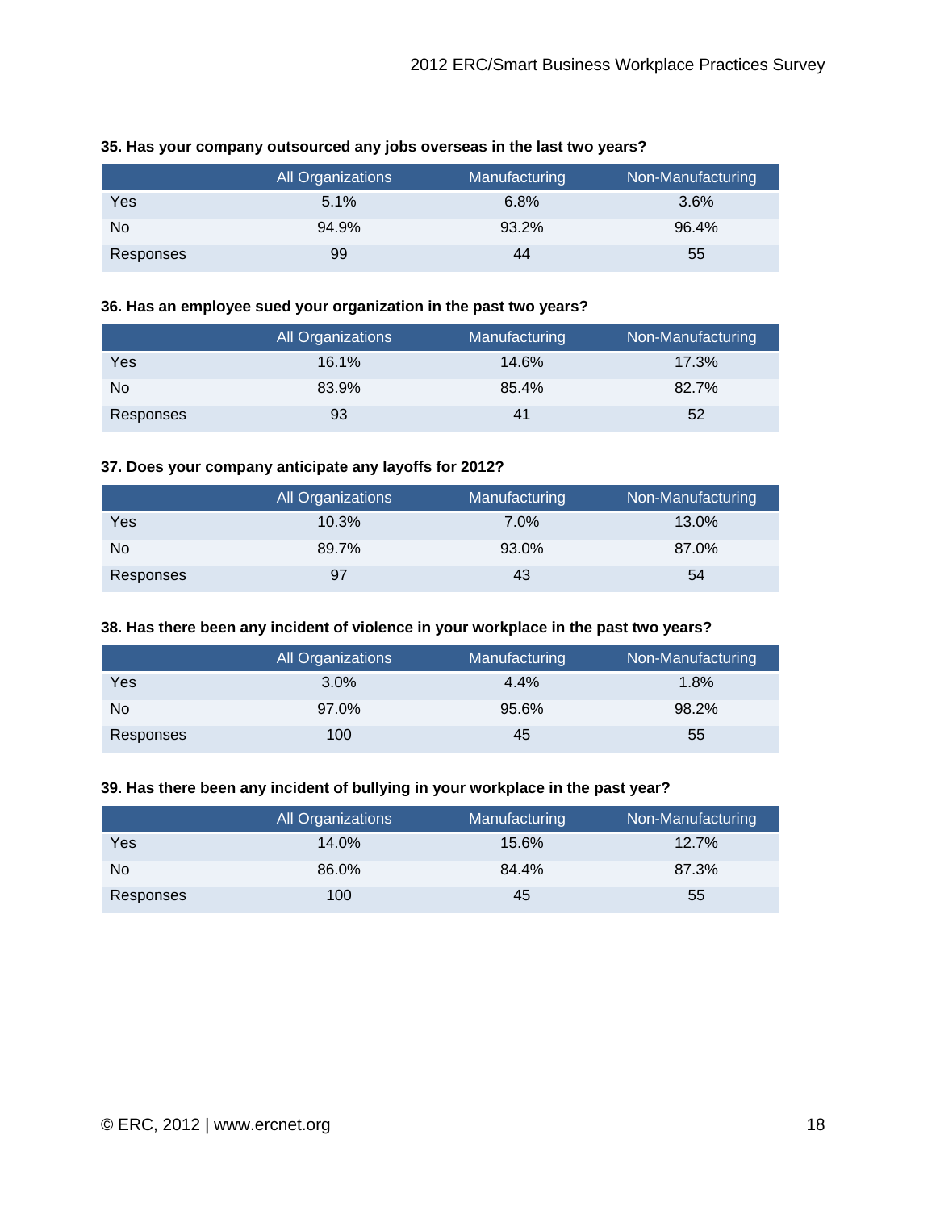**35. Has your company outsourced any jobs overseas in the last two years?**

| | All Organizations | Manufacturing | Non-Manufacturing |
|---|---|---|---|
| Yes | 5.1% | 6.8% | 3.6% |
| No | 94.9% | 93.2% | 96.4% |
| Responses | 99 | 44 | 55 |

**36. Has an employee sued your organization in the past two years?**

| | All Organizations | Manufacturing | Non-Manufacturing |
|---|---|---|---|
| Yes | 16.1% | 14.6% | 17.3% |
| No | 83.9% | 85.4% | 82.7% |
| Responses | 93 | 41 | 52 |

**37. Does your company anticipate any layoffs for 2012?**

| | All Organizations | Manufacturing | Non-Manufacturing |
|---|---|---|---|
| Yes | 10.3% | 7.0% | 13.0% |
| No | 89.7% | 93.0% | 87.0% |
| Responses | 97 | 43 | 54 |

**38. Has there been any incident of violence in your workplace in the past two years?**

| | All Organizations | Manufacturing | Non-Manufacturing |
|---|---|---|---|
| Yes | 3.0% | 4.4% | 1.8% |
| No | 97.0% | 95.6% | 98.2% |
| Responses | 100 | 45 | 55 |

**39. Has there been any incident of bullying in your workplace in the past year?**

| | All Organizations | Manufacturing | Non-Manufacturing |
|---|---|---|---|
| Yes | 14.0% | 15.6% | 12.7% |
| No | 86.0% | 84.4% | 87.3% |
| Responses | 100 | 45 | 55 |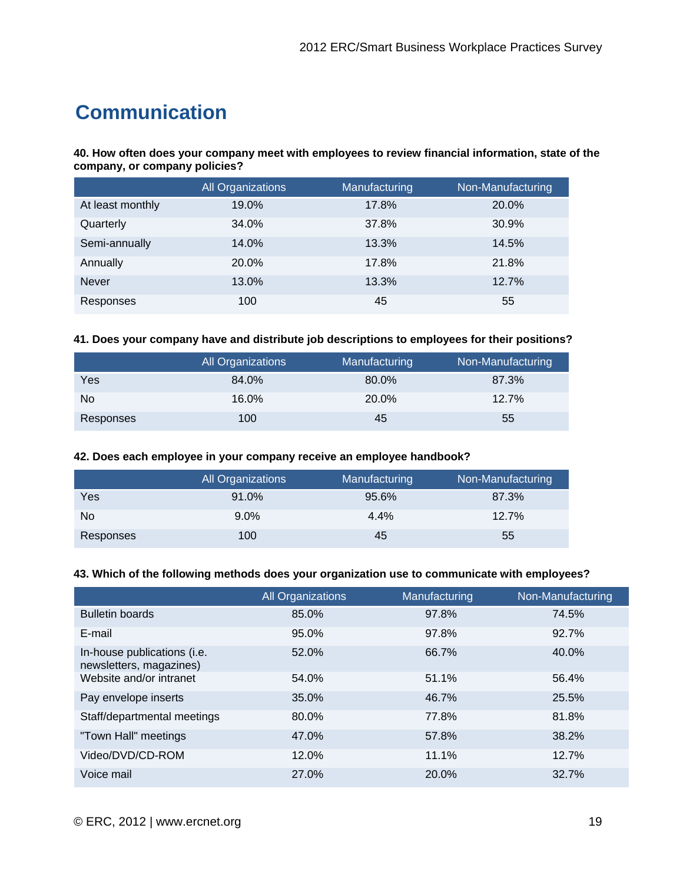# Communication

**40. How often does your company meet with employees to review financial information, state of the company, or company policies?**

| | All Organizations | Manufacturing | Non-Manufacturing |
|---|---|---|---|
| At least monthly | 19.0% | 17.8% | 20.0% |
| Quarterly | 34.0% | 37.8% | 30.9% |
| Semi-annually | 14.0% | 13.3% | 14.5% |
| Annually | 20.0% | 17.8% | 21.8% |
| Never | 13.0% | 13.3% | 12.7% |
| Responses | 100 | 45 | 55 |

**41. Does your company have and distribute job descriptions to employees for their positions?**

| | All Organizations | Manufacturing | Non-Manufacturing |
|---|---|---|---|
| Yes | 84.0% | 80.0% | 87.3% |
| No | 16.0% | 20.0% | 12.7% |
| Responses | 100 | 45 | 55 |

**42. Does each employee in your company receive an employee handbook?**

| | All Organizations | Manufacturing | Non-Manufacturing |
|---|---|---|---|
| Yes | 91.0% | 95.6% | 87.3% |
| No | 9.0% | 4.4% | 12.7% |
| Responses | 100 | 45 | 55 |

**43. Which of the following methods does your organization use to communicate with employees?**

| | All Organizations | Manufacturing | Non-Manufacturing |
|---|---|---|---|
| Bulletin boards | 85.0% | 97.8% | 74.5% |
| E-mail | 95.0% | 97.8% | 92.7% |
| In-house publications (i.e. newsletters, magazines) | 52.0% | 66.7% | 40.0% |
| Website and/or intranet | 54.0% | 51.1% | 56.4% |
| Pay envelope inserts | 35.0% | 46.7% | 25.5% |
| Staff/departmental meetings | 80.0% | 77.8% | 81.8% |
| "Town Hall" meetings | 47.0% | 57.8% | 38.2% |
| Video/DVD/CD-ROM | 12.0% | 11.1% | 12.7% |
| Voice mail | 27.0% | 20.0% | 32.7% |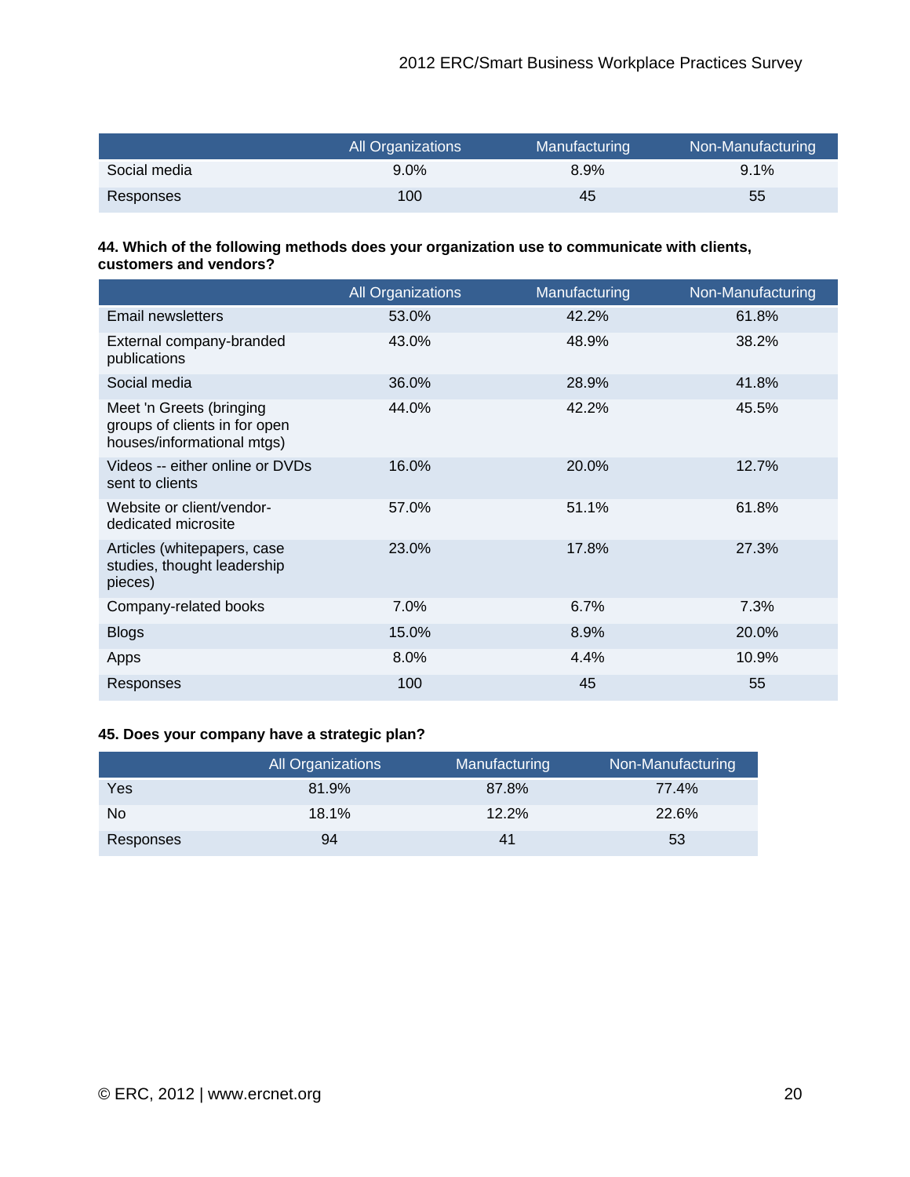| | All Organizations | Manufacturing | Non-Manufacturing |
|---|---|---|---|
| Social media | 9.0% | 8.9% | 9.1% |
| Responses | 100 | 45 | 55 |

**44. Which of the following methods does your organization use to communicate with clients, customers and vendors?**

| | All Organizations | Manufacturing | Non-Manufacturing |
|---|---|---|---|
| Email newsletters | 53.0% | 42.2% | 61.8% |
| External company-branded publications | 43.0% | 48.9% | 38.2% |
| Social media | 36.0% | 28.9% | 41.8% |
| Meet 'n Greets (bringing groups of clients in for open houses/informational mtgs) | 44.0% | 42.2% | 45.5% |
| Videos -- either online or DVDs sent to clients | 16.0% | 20.0% | 12.7% |
| Website or client/vendor-dedicated microsite | 57.0% | 51.1% | 61.8% |
| Articles (whitepapers, case studies, thought leadership pieces) | 23.0% | 17.8% | 27.3% |
| Company-related books | 7.0% | 6.7% | 7.3% |
| Blogs | 15.0% | 8.9% | 20.0% |
| Apps | 8.0% | 4.4% | 10.9% |
| Responses | 100 | 45 | 55 |

**45. Does your company have a strategic plan?**

| | All Organizations | Manufacturing | Non-Manufacturing |
|---|---|---|---|
| Yes | 81.9% | 87.8% | 77.4% |
| No | 18.1% | 12.2% | 22.6% |
| Responses | 94 | 41 | 53 |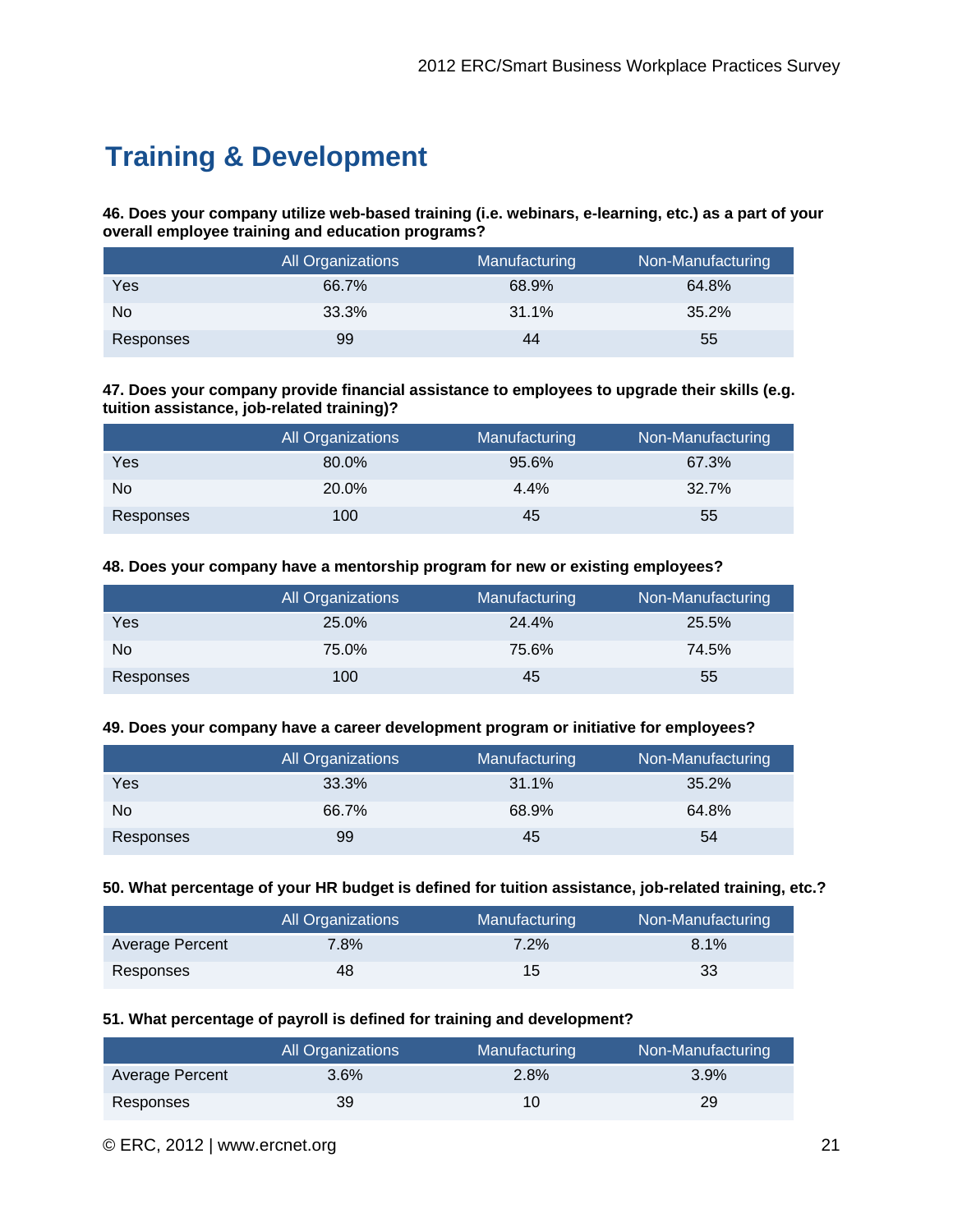# Training & Development

**46. Does your company utilize web-based training (i.e. webinars, e-learning, etc.) as a part of your overall employee training and education programs?**

| | All Organizations | Manufacturing | Non-Manufacturing |
|---|---|---|---|
| Yes | 66.7% | 68.9% | 64.8% |
| No | 33.3% | 31.1% | 35.2% |
| Responses | 99 | 44 | 55 |

**47. Does your company provide financial assistance to employees to upgrade their skills (e.g. tuition assistance, job-related training)?**

| | All Organizations | Manufacturing | Non-Manufacturing |
|---|---|---|---|
| Yes | 80.0% | 95.6% | 67.3% |
| No | 20.0% | 4.4% | 32.7% |
| Responses | 100 | 45 | 55 |

**48. Does your company have a mentorship program for new or existing employees?**

| | All Organizations | Manufacturing | Non-Manufacturing |
|---|---|---|---|
| Yes | 25.0% | 24.4% | 25.5% |
| No | 75.0% | 75.6% | 74.5% |
| Responses | 100 | 45 | 55 |

**49. Does your company have a career development program or initiative for employees?**

| | All Organizations | Manufacturing | Non-Manufacturing |
|---|---|---|---|
| Yes | 33.3% | 31.1% | 35.2% |
| No | 66.7% | 68.9% | 64.8% |
| Responses | 99 | 45 | 54 |

**50. What percentage of your HR budget is defined for tuition assistance, job-related training, etc.?**

| | All Organizations | Manufacturing | Non-Manufacturing |
|---|---|---|---|
| Average Percent | 7.8% | 7.2% | 8.1% |
| Responses | 48 | 15 | 33 |

**51. What percentage of payroll is defined for training and development?**

| | All Organizations | Manufacturing | Non-Manufacturing |
|---|---|---|---|
| Average Percent | 3.6% | 2.8% | 3.9% |
| Responses | 39 | 10 | 29 |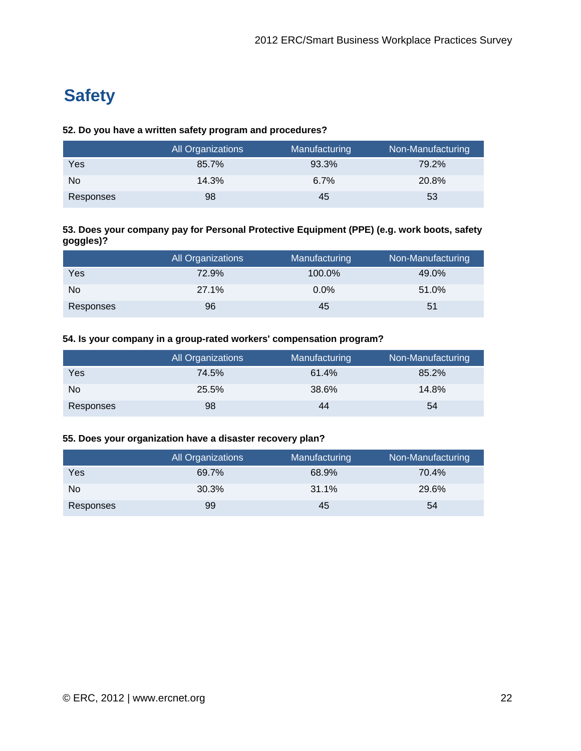# Safety

**52. Do you have a written safety program and procedures?**

| | All Organizations | Manufacturing | Non-Manufacturing |
|---|---|---|---|
| Yes | 85.7% | 93.3% | 79.2% |
| No | 14.3% | 6.7% | 20.8% |
| Responses | 98 | 45 | 53 |

**53. Does your company pay for Personal Protective Equipment (PPE) (e.g. work boots, safety goggles)?**

| | All Organizations | Manufacturing | Non-Manufacturing |
|---|---|---|---|
| Yes | 72.9% | 100.0% | 49.0% |
| No | 27.1% | 0.0% | 51.0% |
| Responses | 96 | 45 | 51 |

**54. Is your company in a group-rated workers' compensation program?**

| | All Organizations | Manufacturing | Non-Manufacturing |
|---|---|---|---|
| Yes | 74.5% | 61.4% | 85.2% |
| No | 25.5% | 38.6% | 14.8% |
| Responses | 98 | 44 | 54 |

**55. Does your organization have a disaster recovery plan?**

| | All Organizations | Manufacturing | Non-Manufacturing |
|---|---|---|---|
| Yes | 69.7% | 68.9% | 70.4% |
| No | 30.3% | 31.1% | 29.6% |
| Responses | 99 | 45 | 54 |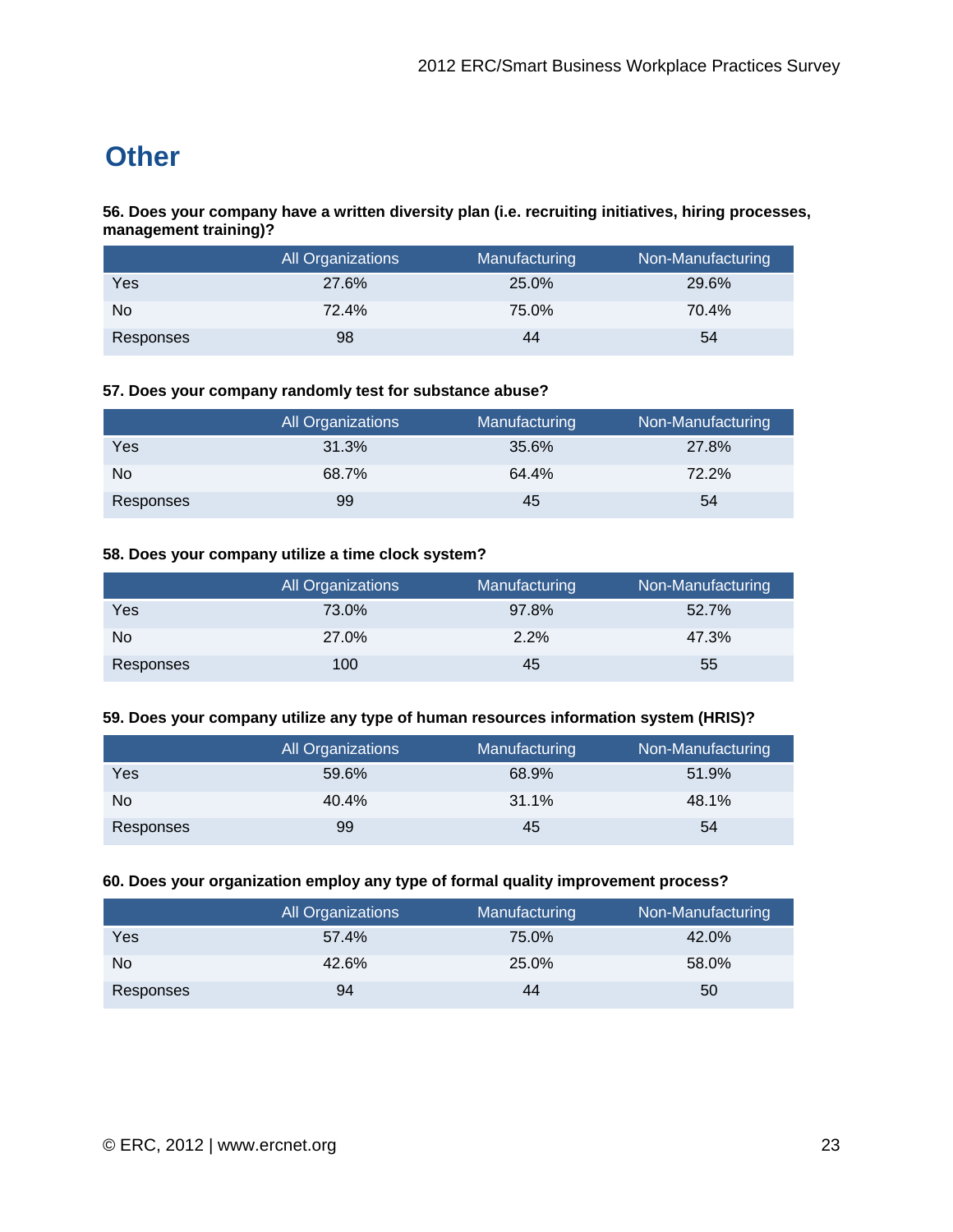# Other

**56. Does your company have a written diversity plan (i.e. recruiting initiatives, hiring processes, management training)?**

| | All Organizations | Manufacturing | Non-Manufacturing |
|---|---|---|---|
| Yes | 27.6% | 25.0% | 29.6% |
| No | 72.4% | 75.0% | 70.4% |
| Responses | 98 | 44 | 54 |

**57. Does your company randomly test for substance abuse?**

| | All Organizations | Manufacturing | Non-Manufacturing |
|---|---|---|---|
| Yes | 31.3% | 35.6% | 27.8% |
| No | 68.7% | 64.4% | 72.2% |
| Responses | 99 | 45 | 54 |

**58. Does your company utilize a time clock system?**

| | All Organizations | Manufacturing | Non-Manufacturing |
|---|---|---|---|
| Yes | 73.0% | 97.8% | 52.7% |
| No | 27.0% | 2.2% | 47.3% |
| Responses | 100 | 45 | 55 |

**59. Does your company utilize any type of human resources information system (HRIS)?**

| | All Organizations | Manufacturing | Non-Manufacturing |
|---|---|---|---|
| Yes | 59.6% | 68.9% | 51.9% |
| No | 40.4% | 31.1% | 48.1% |
| Responses | 99 | 45 | 54 |

**60. Does your organization employ any type of formal quality improvement process?**

| | All Organizations | Manufacturing | Non-Manufacturing |
|---|---|---|---|
| Yes | 57.4% | 75.0% | 42.0% |
| No | 42.6% | 25.0% | 58.0% |
| Responses | 94 | 44 | 50 |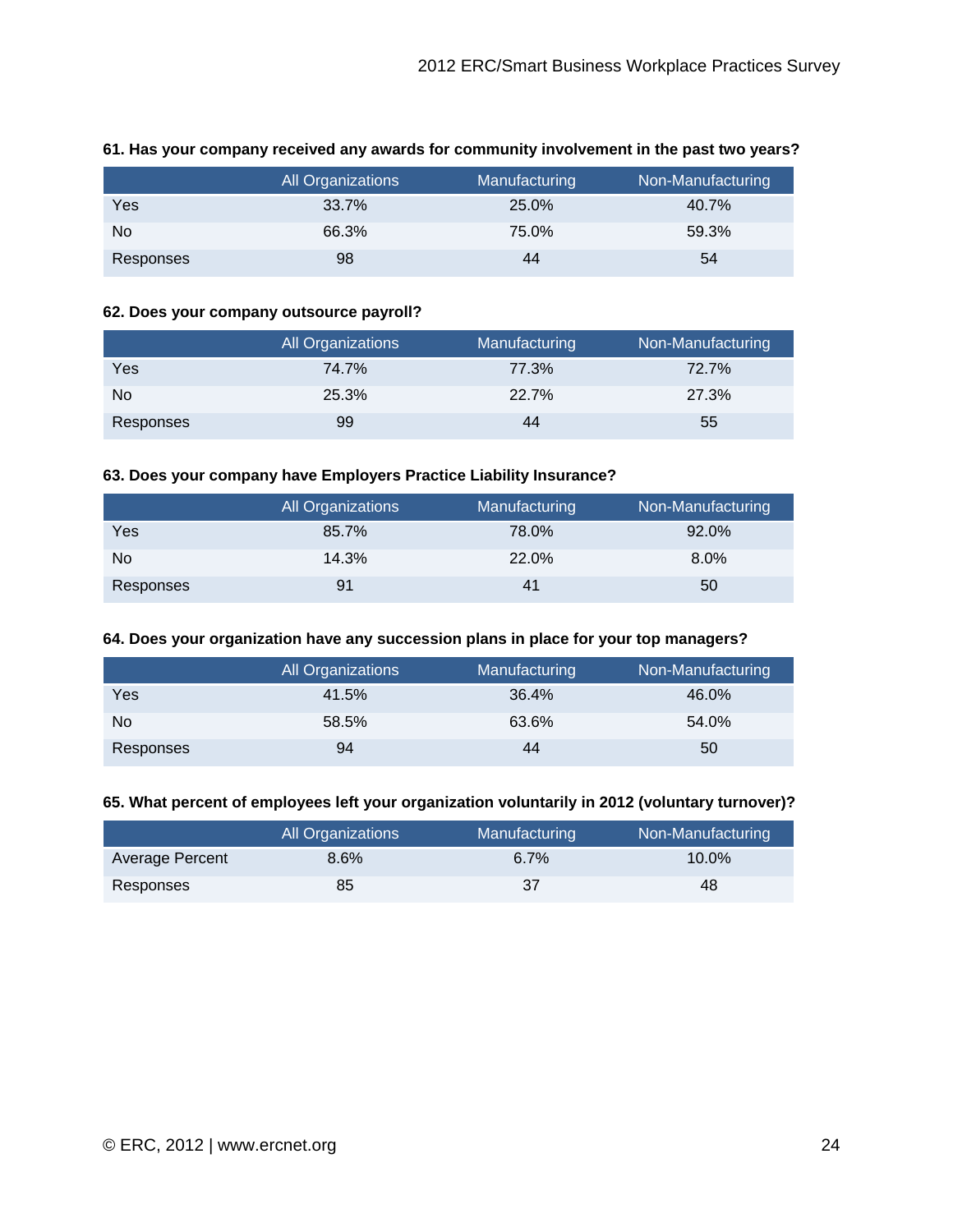**61. Has your company received any awards for community involvement in the past two years?**

| | All Organizations | Manufacturing | Non-Manufacturing |
|---|---|---|---|
| Yes | 33.7% | 25.0% | 40.7% |
| No | 66.3% | 75.0% | 59.3% |
| Responses | 98 | 44 | 54 |

**62. Does your company outsource payroll?**

| | All Organizations | Manufacturing | Non-Manufacturing |
|---|---|---|---|
| Yes | 74.7% | 77.3% | 72.7% |
| No | 25.3% | 22.7% | 27.3% |
| Responses | 99 | 44 | 55 |

**63. Does your company have Employers Practice Liability Insurance?**

| | All Organizations | Manufacturing | Non-Manufacturing |
|---|---|---|---|
| Yes | 85.7% | 78.0% | 92.0% |
| No | 14.3% | 22.0% | 8.0% |
| Responses | 91 | 41 | 50 |

**64. Does your organization have any succession plans in place for your top managers?**

| | All Organizations | Manufacturing | Non-Manufacturing |
|---|---|---|---|
| Yes | 41.5% | 36.4% | 46.0% |
| No | 58.5% | 63.6% | 54.0% |
| Responses | 94 | 44 | 50 |

**65. What percent of employees left your organization voluntarily in 2012 (voluntary turnover)?**

| | All Organizations | Manufacturing | Non-Manufacturing |
|---|---|---|---|
| Average Percent | 8.6% | 6.7% | 10.0% |
| Responses | 85 | 37 | 48 |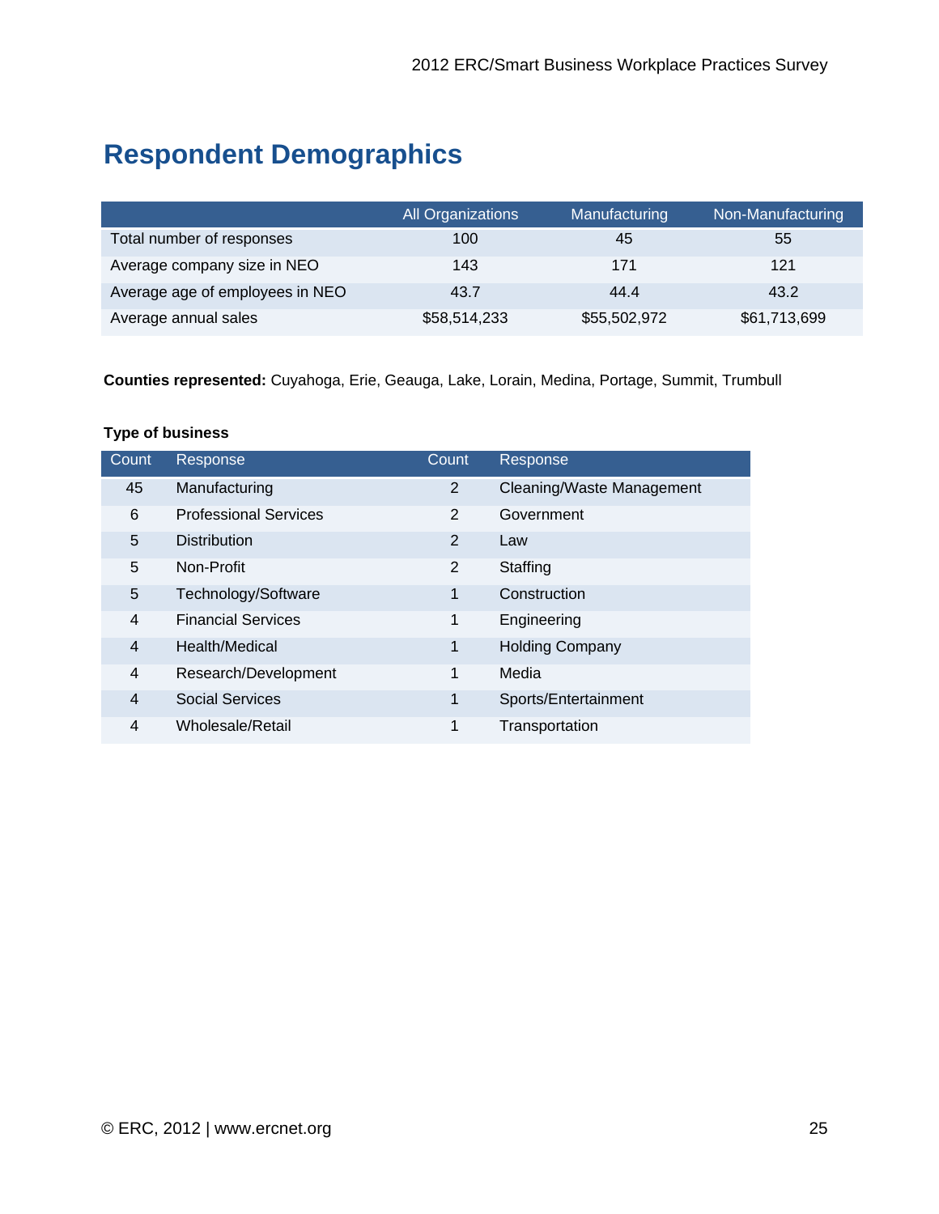# Respondent Demographics

| | All Organizations | Manufacturing | Non-Manufacturing |
|---|---|---|---|
| Total number of responses | 100 | 45 | 55 |
| Average company size in NEO | 143 | 171 | 121 |
| Average age of employees in NEO | 43.7 | 44.4 | 43.2 |
| Average annual sales | $58,514,233 | $55,502,972 | $61,713,699 |

**Counties represented:** Cuyahoga, Erie, Geauga, Lake, Lorain, Medina, Portage, Summit, Trumbull

**Type of business**

| Count | Response | Count | Response |
|---|---|---|---|
| 45 | Manufacturing | 2 | Cleaning/Waste Management |
| 6 | Professional Services | 2 | Government |
| 5 | Distribution | 2 | Law |
| 5 | Non-Profit | 2 | Staffing |
| 5 | Technology/Software | 1 | Construction |
| 4 | Financial Services | 1 | Engineering |
| 4 | Health/Medical | 1 | Holding Company |
| 4 | Research/Development | 1 | Media |
| 4 | Social Services | 1 | Sports/Entertainment |
| 4 | Wholesale/Retail | 1 | Transportation |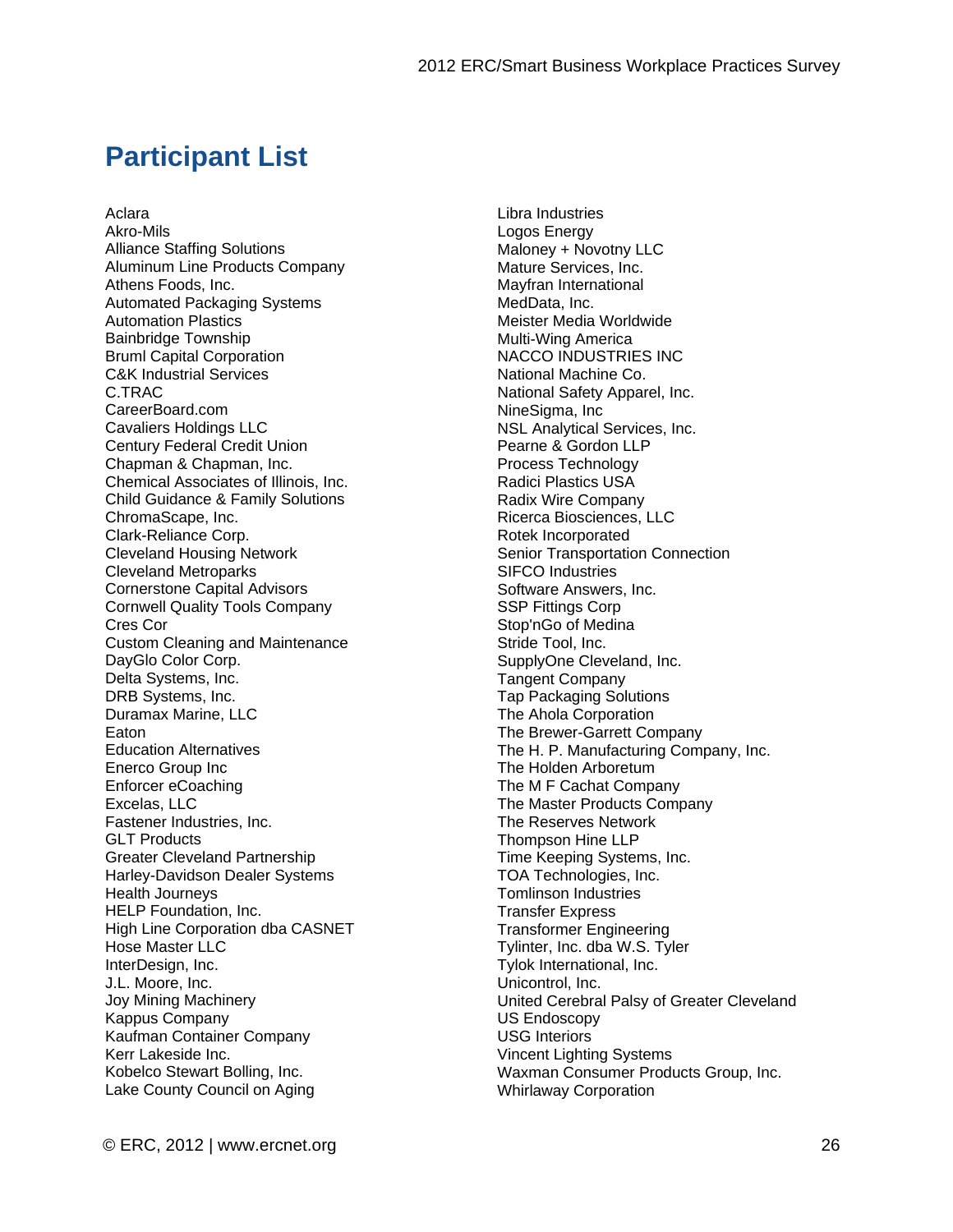# Participant List

Aclara
Akro-Mils
Alliance Staffing Solutions
Aluminum Line Products Company
Athens Foods, Inc.
Automated Packaging Systems
Automation Plastics
Bainbridge Township
Bruml Capital Corporation
C&K Industrial Services
C.TRAC
CareerBoard.com
Cavaliers Holdings LLC
Century Federal Credit Union
Chapman & Chapman, Inc.
Chemical Associates of Illinois, Inc.
Child Guidance & Family Solutions
ChromaScape, Inc.
Clark-Reliance Corp.
Cleveland Housing Network
Cleveland Metroparks
Cornerstone Capital Advisors
Cornwell Quality Tools Company
Cres Cor
Custom Cleaning and Maintenance
DayGlo Color Corp.
Delta Systems, Inc.
DRB Systems, Inc.
Duramax Marine, LLC
Eaton
Education Alternatives
Enerco Group Inc
Enforcer eCoaching
Excelas, LLC
Fastener Industries, Inc.
GLT Products
Greater Cleveland Partnership
Harley-Davidson Dealer Systems
Health Journeys
HELP Foundation, Inc.
High Line Corporation dba CASNET
Hose Master LLC
InterDesign, Inc.
J.L. Moore, Inc.
Joy Mining Machinery
Kappus Company
Kaufman Container Company
Kerr Lakeside Inc.
Kobelco Stewart Bolling, Inc.
Lake County Council on Aging
Libra Industries
Logos Energy
Maloney + Novotny LLC
Mature Services, Inc.
Mayfran International
MedData, Inc.
Meister Media Worldwide
Multi-Wing America
NACCO INDUSTRIES INC
National Machine Co.
National Safety Apparel, Inc.
NineSigma, Inc
NSL Analytical Services, Inc.
Pearne & Gordon LLP
Process Technology
Radici Plastics USA
Radix Wire Company
Ricerca Biosciences, LLC
Rotek Incorporated
Senior Transportation Connection
SIFCO Industries
Software Answers, Inc.
SSP Fittings Corp
Stop'nGo of Medina
Stride Tool, Inc.
SupplyOne Cleveland, Inc.
Tangent Company
Tap Packaging Solutions
The Ahola Corporation
The Brewer-Garrett Company
The H. P. Manufacturing Company, Inc.
The Holden Arboretum
The M F Cachat Company
The Master Products Company
The Reserves Network
Thompson Hine LLP
Time Keeping Systems, Inc.
TOA Technologies, Inc.
Tomlinson Industries
Transfer Express
Transformer Engineering
Tylinter, Inc. dba W.S. Tyler
Tylok International, Inc.
Unicontrol, Inc.
United Cerebral Palsy of Greater Cleveland
US Endoscopy
USG Interiors
Vincent Lighting Systems
Waxman Consumer Products Group, Inc.
Whirlaway Corporation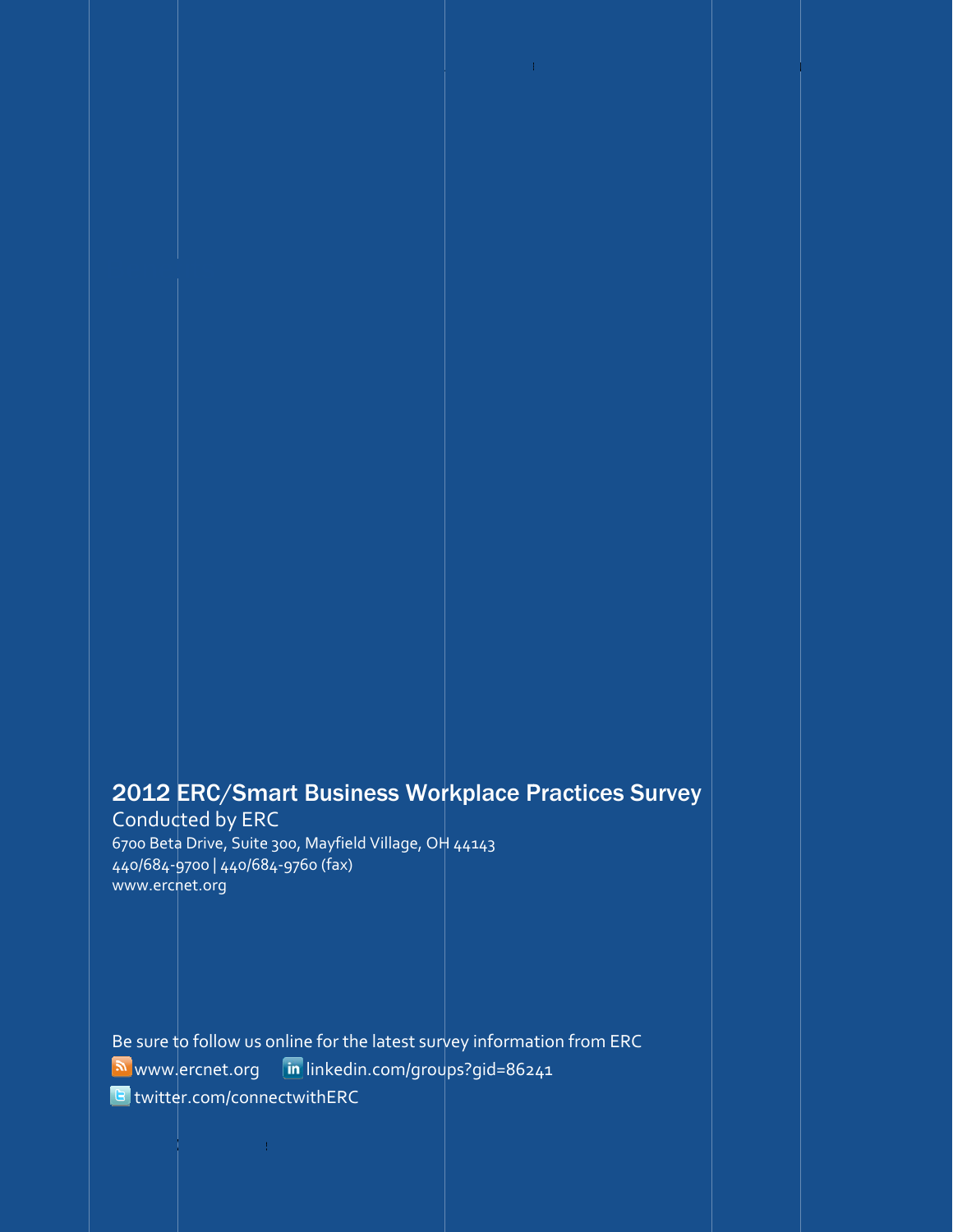## 2012 ERC/Smart Business Workplace Practices Survey

Conducted by ERC

6700 Beta Drive, Suite 300, Mayfield Village, OH 44143

440/684-9700 | 440/684-9760 (fax)

www.ercnet.org

Be sure to follow us online for the latest survey information from ERC

www.ercnet.org    linkedin.com/groups?gid=86241

twitter.com/connectwithERC